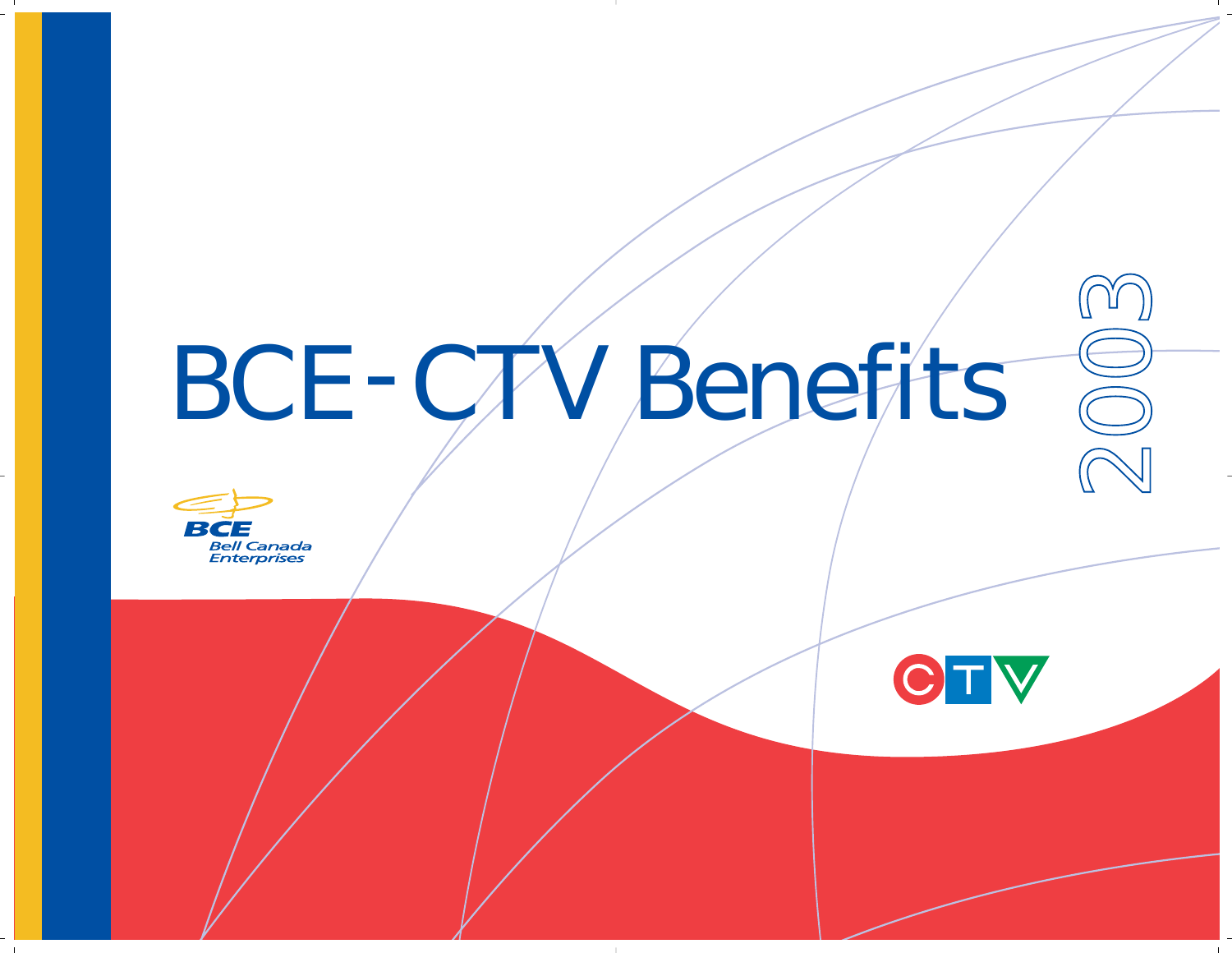# BCE-CTV Benefits 2003

BCE
Bell Canada
Enterprises

CTV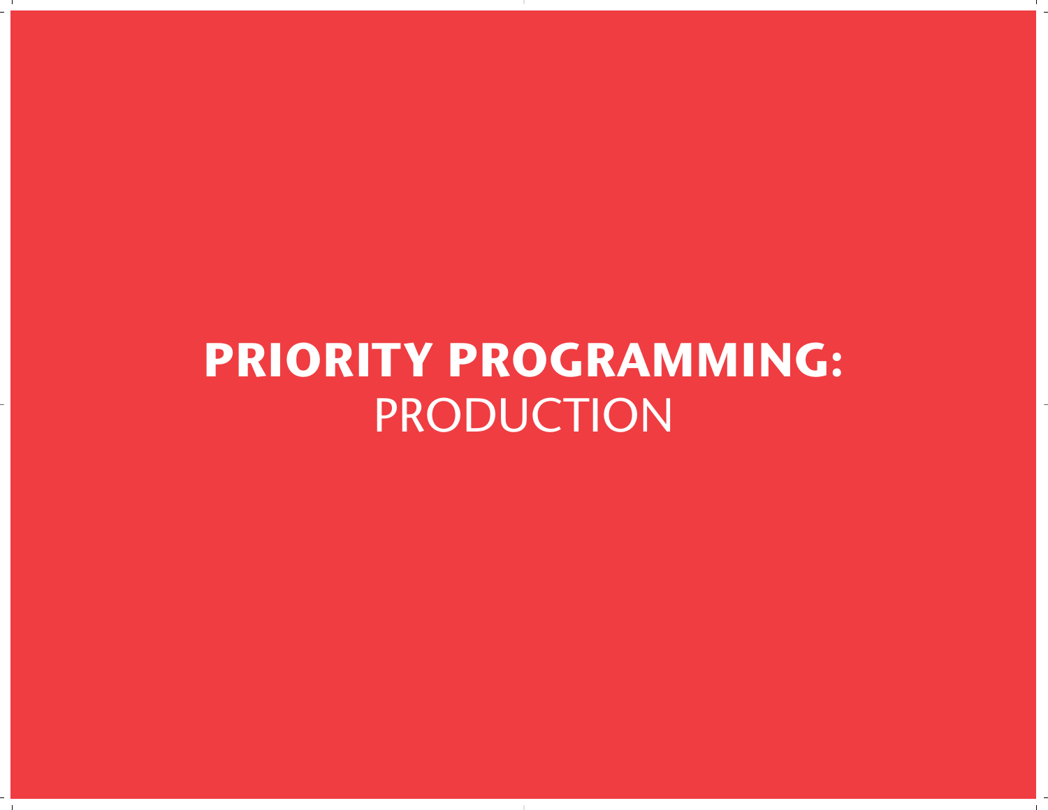# **PRIORITY PROGRAMMING:** PRODUCTION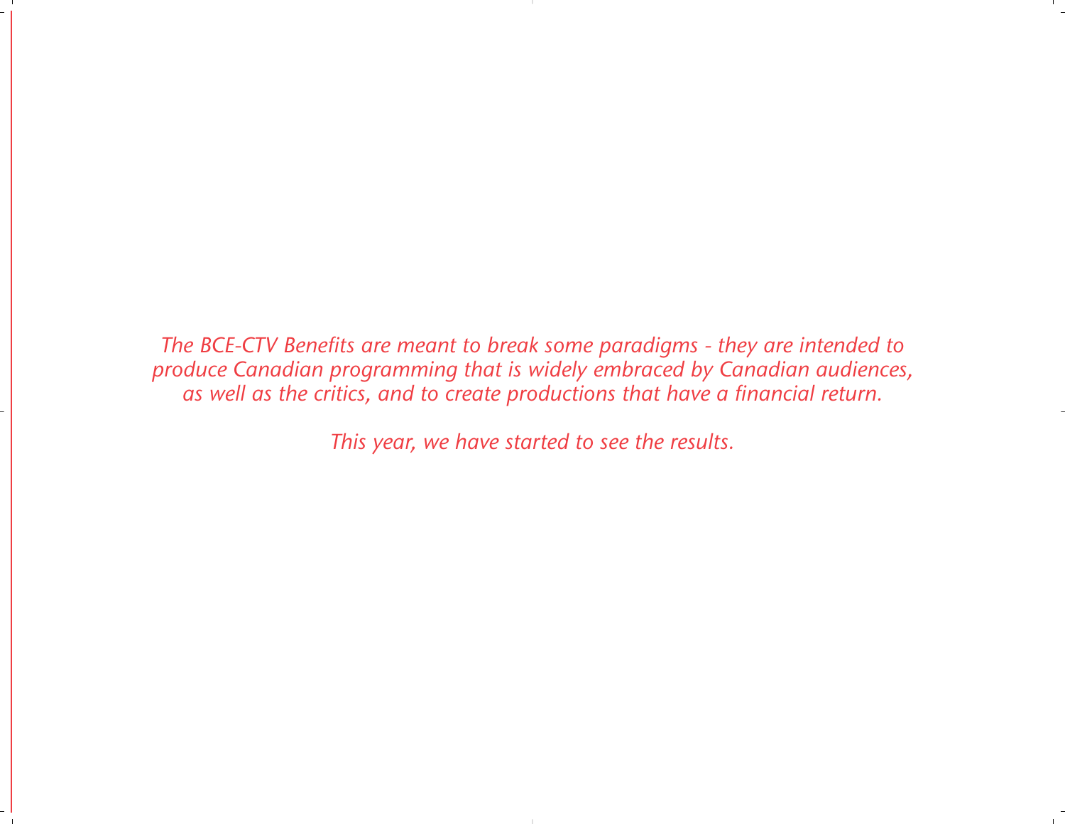*The BCE-CTV Benefits are meant to break some paradigms - they are intended to produce Canadian programming that is widely embraced by Canadian audiences, as well as the critics, and to create productions that have a financial return.*

*This year, we have started to see the results.*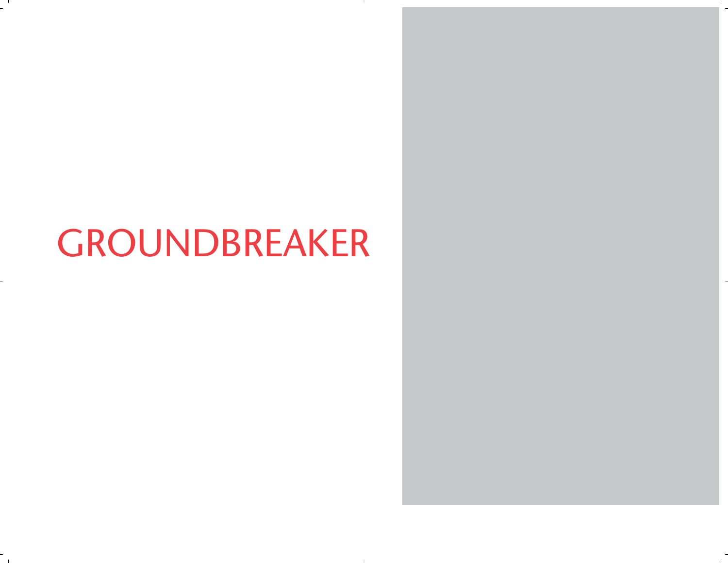# GROUNDBREAKER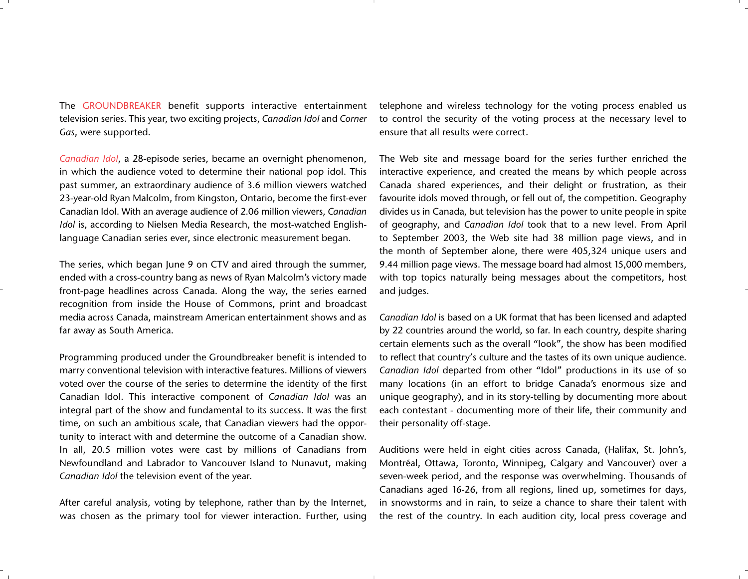The GROUNDBREAKER benefit supports interactive entertainment television series. This year, two exciting projects, *Canadian Idol* and *Corner Gas*, were supported.

*Canadian Idol*, a 28-episode series, became an overnight phenomenon, in which the audience voted to determine their national pop idol. This past summer, an extraordinary audience of 3.6 million viewers watched 23-year-old Ryan Malcolm, from Kingston, Ontario, become the first-ever Canadian Idol. With an average audience of 2.06 million viewers, *Canadian Idol* is, according to Nielsen Media Research, the most-watched English-language Canadian series ever, since electronic measurement began.

The series, which began June 9 on CTV and aired through the summer, ended with a cross-country bang as news of Ryan Malcolm's victory made front-page headlines across Canada. Along the way, the series earned recognition from inside the House of Commons, print and broadcast media across Canada, mainstream American entertainment shows and as far away as South America.

Programming produced under the Groundbreaker benefit is intended to marry conventional television with interactive features. Millions of viewers voted over the course of the series to determine the identity of the first Canadian Idol. This interactive component of *Canadian Idol* was an integral part of the show and fundamental to its success. It was the first time, on such an ambitious scale, that Canadian viewers had the opportunity to interact with and determine the outcome of a Canadian show. In all, 20.5 million votes were cast by millions of Canadians from Newfoundland and Labrador to Vancouver Island to Nunavut, making *Canadian Idol* the television event of the year.

After careful analysis, voting by telephone, rather than by the Internet, was chosen as the primary tool for viewer interaction. Further, using telephone and wireless technology for the voting process enabled us to control the security of the voting process at the necessary level to ensure that all results were correct.

The Web site and message board for the series further enriched the interactive experience, and created the means by which people across Canada shared experiences, and their delight or frustration, as their favourite idols moved through, or fell out of, the competition. Geography divides us in Canada, but television has the power to unite people in spite of geography, and *Canadian Idol* took that to a new level. From April to September 2003, the Web site had 38 million page views, and in the month of September alone, there were 405,324 unique users and 9.44 million page views. The message board had almost 15,000 members, with top topics naturally being messages about the competitors, host and judges.

*Canadian Idol* is based on a UK format that has been licensed and adapted by 22 countries around the world, so far. In each country, despite sharing certain elements such as the overall "look", the show has been modified to reflect that country's culture and the tastes of its own unique audience. *Canadian Idol* departed from other "Idol" productions in its use of so many locations (in an effort to bridge Canada's enormous size and unique geography), and in its story-telling by documenting more about each contestant - documenting more of their life, their community and their personality off-stage.

Auditions were held in eight cities across Canada, (Halifax, St. John's, Montréal, Ottawa, Toronto, Winnipeg, Calgary and Vancouver) over a seven-week period, and the response was overwhelming. Thousands of Canadians aged 16-26, from all regions, lined up, sometimes for days, in snowstorms and in rain, to seize a chance to share their talent with the rest of the country. In each audition city, local press coverage and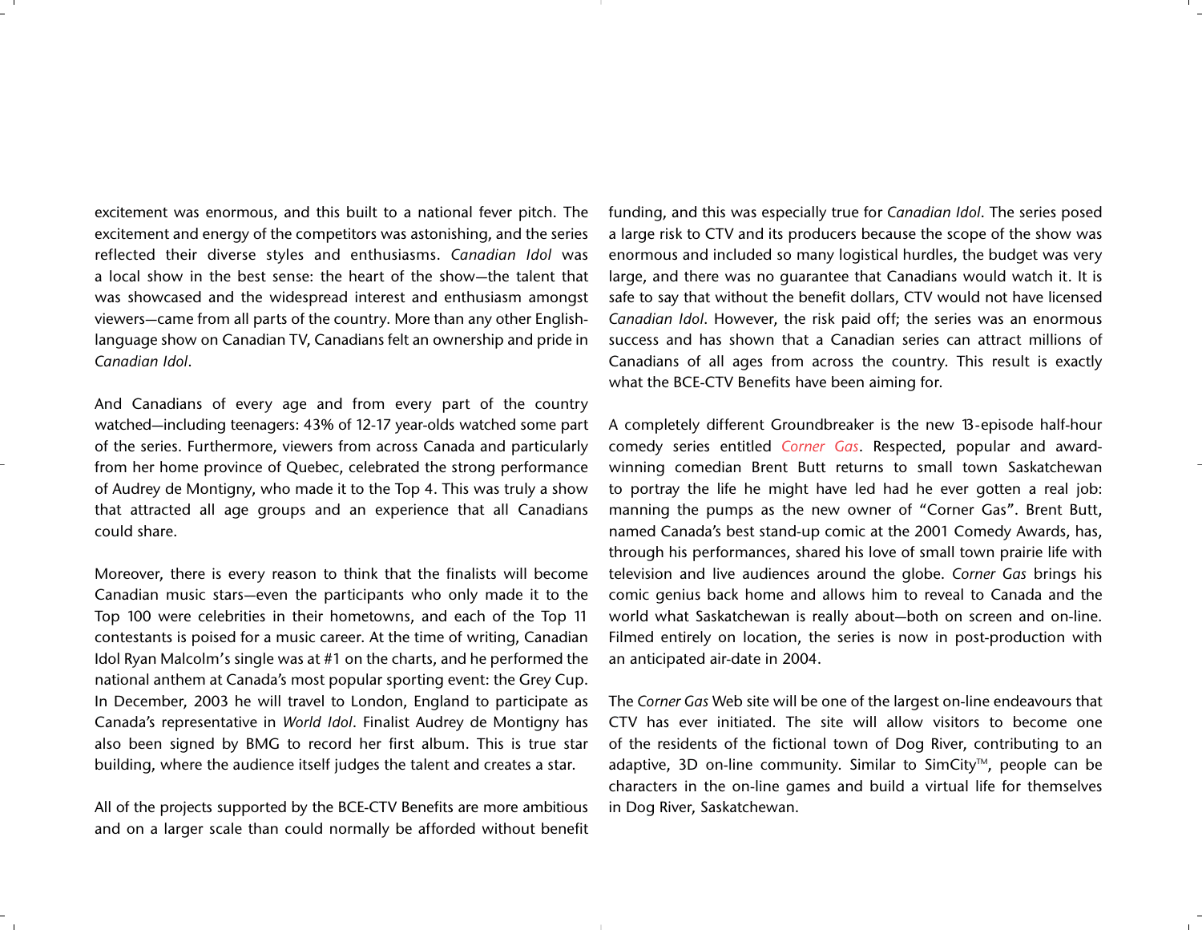excitement was enormous, and this built to a national fever pitch. The excitement and energy of the competitors was astonishing, and the series reflected their diverse styles and enthusiasms. *Canadian Idol* was a local show in the best sense: the heart of the show—the talent that was showcased and the widespread interest and enthusiasm amongst viewers—came from all parts of the country. More than any other English-language show on Canadian TV, Canadians felt an ownership and pride in *Canadian Idol*.

And Canadians of every age and from every part of the country watched—including teenagers: 43% of 12-17 year-olds watched some part of the series. Furthermore, viewers from across Canada and particularly from her home province of Quebec, celebrated the strong performance of Audrey de Montigny, who made it to the Top 4. This was truly a show that attracted all age groups and an experience that all Canadians could share.

Moreover, there is every reason to think that the finalists will become Canadian music stars—even the participants who only made it to the Top 100 were celebrities in their hometowns, and each of the Top 11 contestants is poised for a music career. At the time of writing, Canadian Idol Ryan Malcolm's single was at #1 on the charts, and he performed the national anthem at Canada's most popular sporting event: the Grey Cup. In December, 2003 he will travel to London, England to participate as Canada's representative in *World Idol*. Finalist Audrey de Montigny has also been signed by BMG to record her first album. This is true star building, where the audience itself judges the talent and creates a star.

All of the projects supported by the BCE-CTV Benefits are more ambitious and on a larger scale than could normally be afforded without benefit funding, and this was especially true for *Canadian Idol*. The series posed a large risk to CTV and its producers because the scope of the show was enormous and included so many logistical hurdles, the budget was very large, and there was no guarantee that Canadians would watch it. It is safe to say that without the benefit dollars, CTV would not have licensed *Canadian Idol*. However, the risk paid off; the series was an enormous success and has shown that a Canadian series can attract millions of Canadians of all ages from across the country. This result is exactly what the BCE-CTV Benefits have been aiming for.

A completely different Groundbreaker is the new 13-episode half-hour comedy series entitled *Corner Gas*. Respected, popular and award-winning comedian Brent Butt returns to small town Saskatchewan to portray the life he might have led had he ever gotten a real job: manning the pumps as the new owner of "Corner Gas". Brent Butt, named Canada's best stand-up comic at the 2001 Comedy Awards, has, through his performances, shared his love of small town prairie life with television and live audiences around the globe. *Corner Gas* brings his comic genius back home and allows him to reveal to Canada and the world what Saskatchewan is really about—both on screen and on-line. Filmed entirely on location, the series is now in post-production with an anticipated air-date in 2004.

The *Corner Gas* Web site will be one of the largest on-line endeavours that CTV has ever initiated. The site will allow visitors to become one of the residents of the fictional town of Dog River, contributing to an adaptive, 3D on-line community. Similar to SimCity™, people can be characters in the on-line games and build a virtual life for themselves in Dog River, Saskatchewan.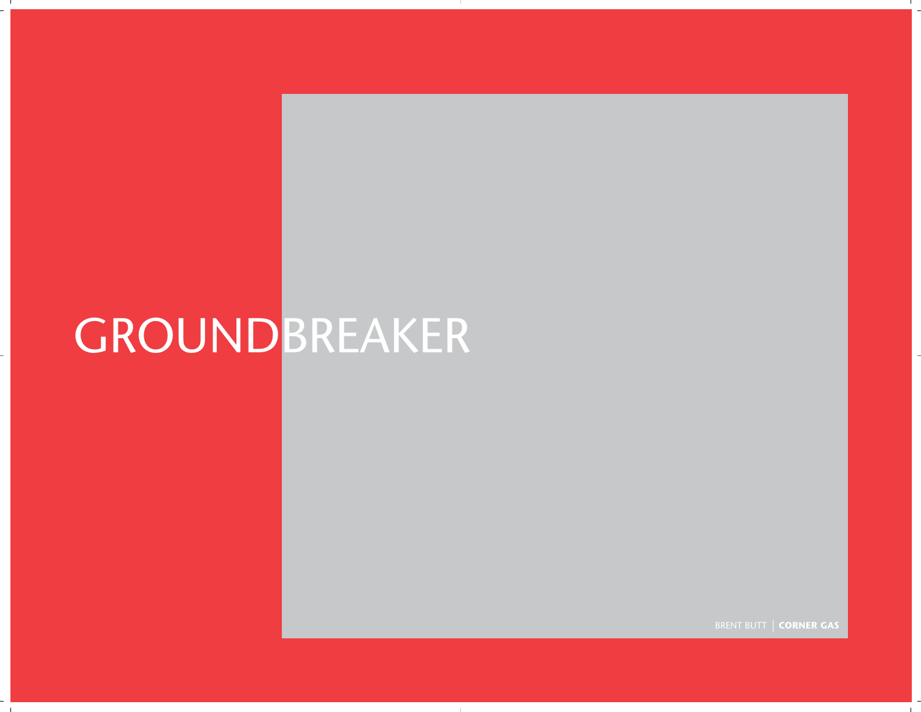# GROUNDBREAKER

BRENT BUTT | **CORNER GAS**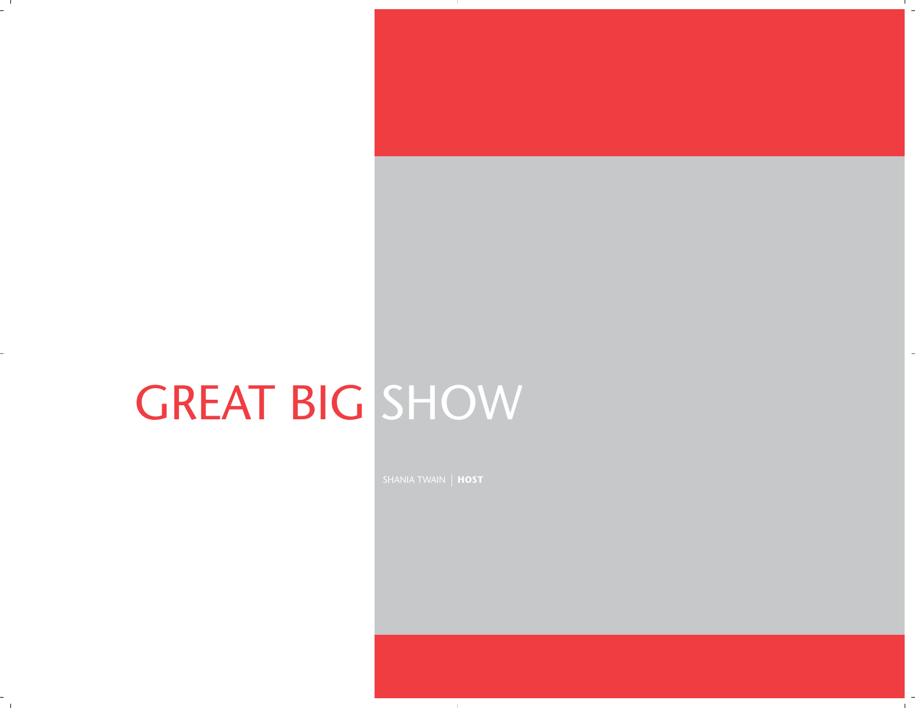# GREAT BIG SHOW

SHANIA TWAIN | **HOST**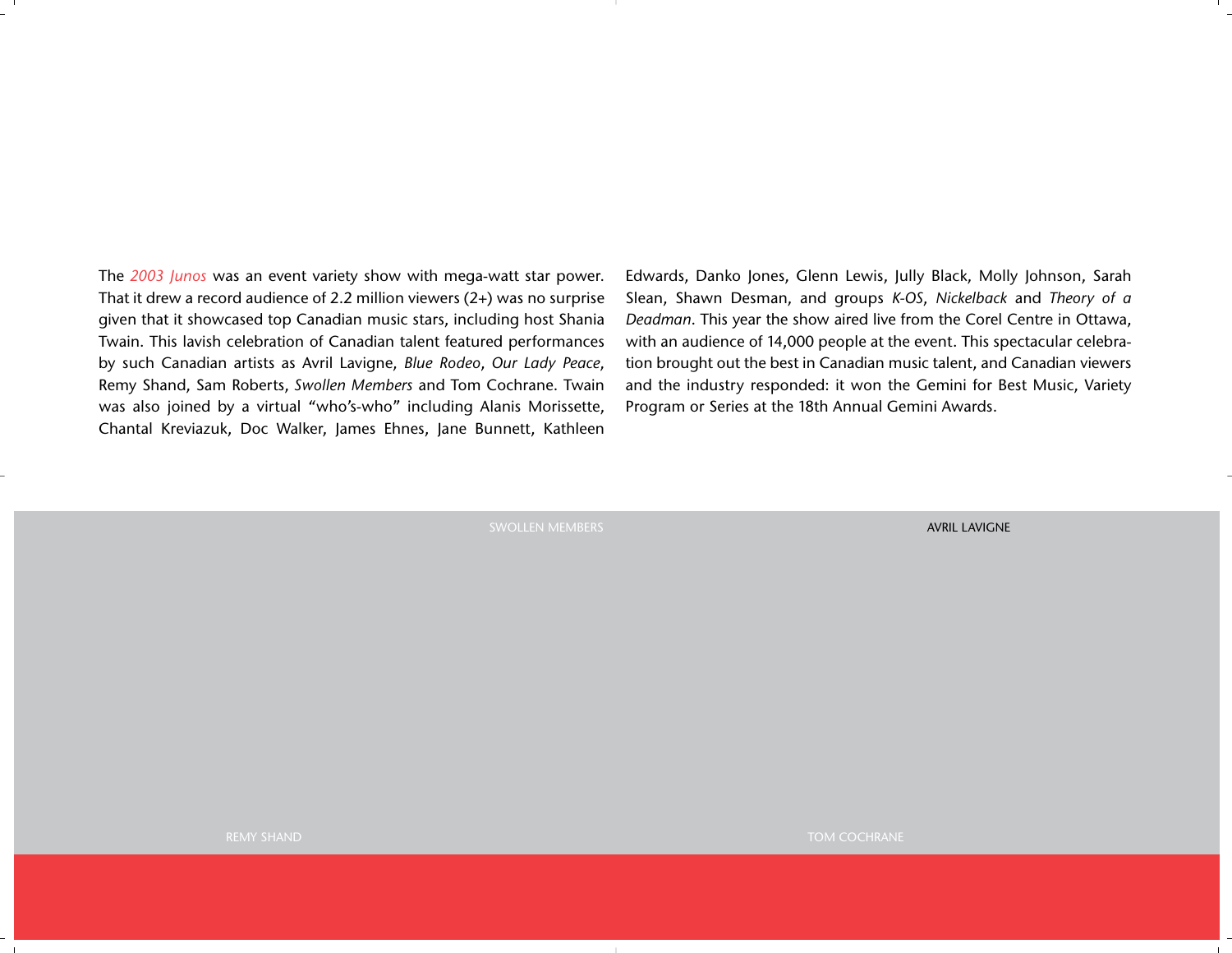The *2003 Junos* was an event variety show with mega-watt star power. That it drew a record audience of 2.2 million viewers (2+) was no surprise given that it showcased top Canadian music stars, including host Shania Twain. This lavish celebration of Canadian talent featured performances by such Canadian artists as Avril Lavigne, *Blue Rodeo*, *Our Lady Peace*, Remy Shand, Sam Roberts, *Swollen Members* and Tom Cochrane. Twain was also joined by a virtual "who's-who" including Alanis Morissette, Chantal Kreviazuk, Doc Walker, James Ehnes, Jane Bunnett, Kathleen Edwards, Danko Jones, Glenn Lewis, Jully Black, Molly Johnson, Sarah Slean, Shawn Desman, and groups *K-OS*, *Nickelback* and *Theory of a Deadman*. This year the show aired live from the Corel Centre in Ottawa, with an audience of 14,000 people at the event. This spectacular celebration brought out the best in Canadian music talent, and Canadian viewers and the industry responded: it won the Gemini for Best Music, Variety Program or Series at the 18th Annual Gemini Awards.

SWOLLEN MEMBERS

AVRIL LAVIGNE

REMY SHAND

TOM COCHRANE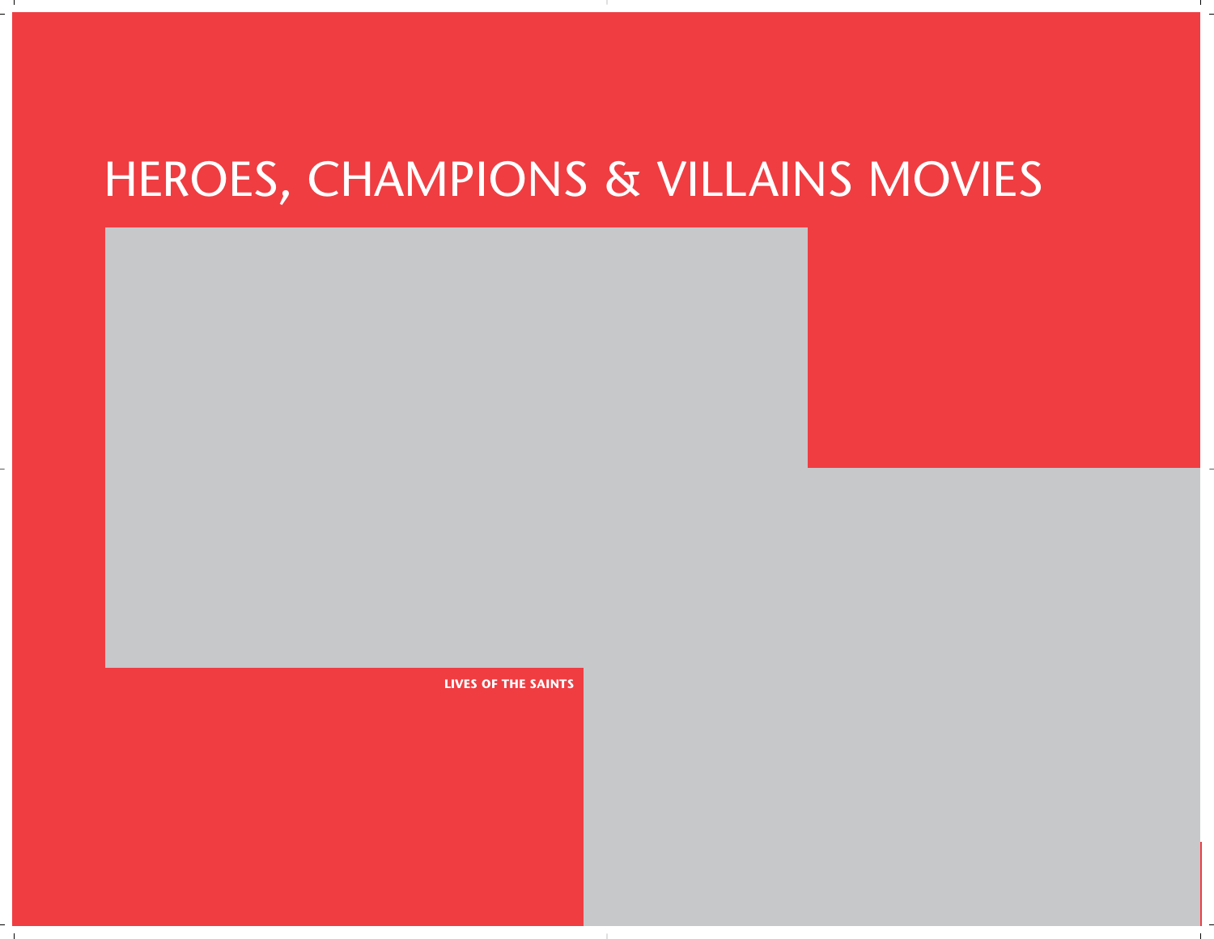# HEROES, CHAMPIONS & VILLAINS MOVIES

**LIVES OF THE SAINTS**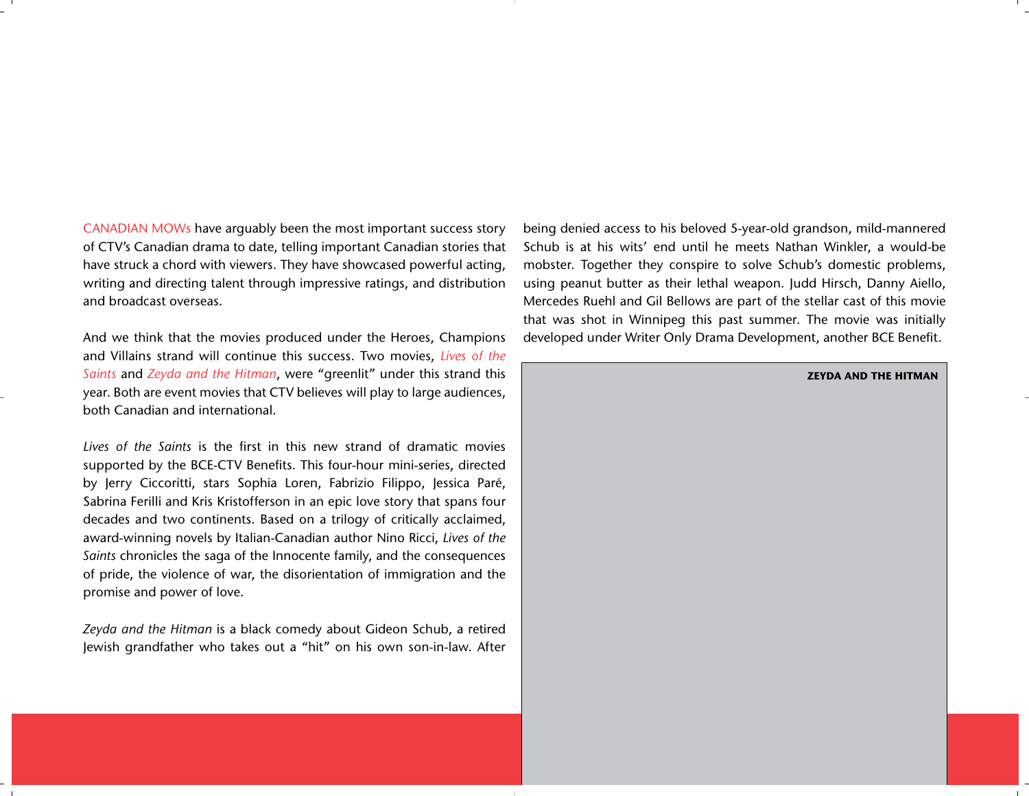CANADIAN MOWs have arguably been the most important success story of CTV's Canadian drama to date, telling important Canadian stories that have struck a chord with viewers. They have showcased powerful acting, writing and directing talent through impressive ratings, and distribution and broadcast overseas.

And we think that the movies produced under the Heroes, Champions and Villains strand will continue this success. Two movies, *Lives of the Saints* and *Zeyda and the Hitman*, were "greenlit" under this strand this year. Both are event movies that CTV believes will play to large audiences, both Canadian and international.

*Lives of the Saints* is the first in this new strand of dramatic movies supported by the BCE-CTV Benefits. This four-hour mini-series, directed by Jerry Ciccoritti, stars Sophia Loren, Fabrizio Filippo, Jessica Paré, Sabrina Ferilli and Kris Kristofferson in an epic love story that spans four decades and two continents. Based on a trilogy of critically acclaimed, award-winning novels by Italian-Canadian author Nino Ricci, *Lives of the Saints* chronicles the saga of the Innocente family, and the consequences of pride, the violence of war, the disorientation of immigration and the promise and power of love.

*Zeyda and the Hitman* is a black comedy about Gideon Schub, a retired Jewish grandfather who takes out a "hit" on his own son-in-law. After being denied access to his beloved 5-year-old grandson, mild-mannered Schub is at his wits' end until he meets Nathan Winkler, a would-be mobster. Together they conspire to solve Schub's domestic problems, using peanut butter as their lethal weapon. Judd Hirsch, Danny Aiello, Mercedes Ruehl and Gil Bellows are part of the stellar cast of this movie that was shot in Winnipeg this past summer. The movie was initially developed under Writer Only Drama Development, another BCE Benefit.

**ZEYDA AND THE HITMAN**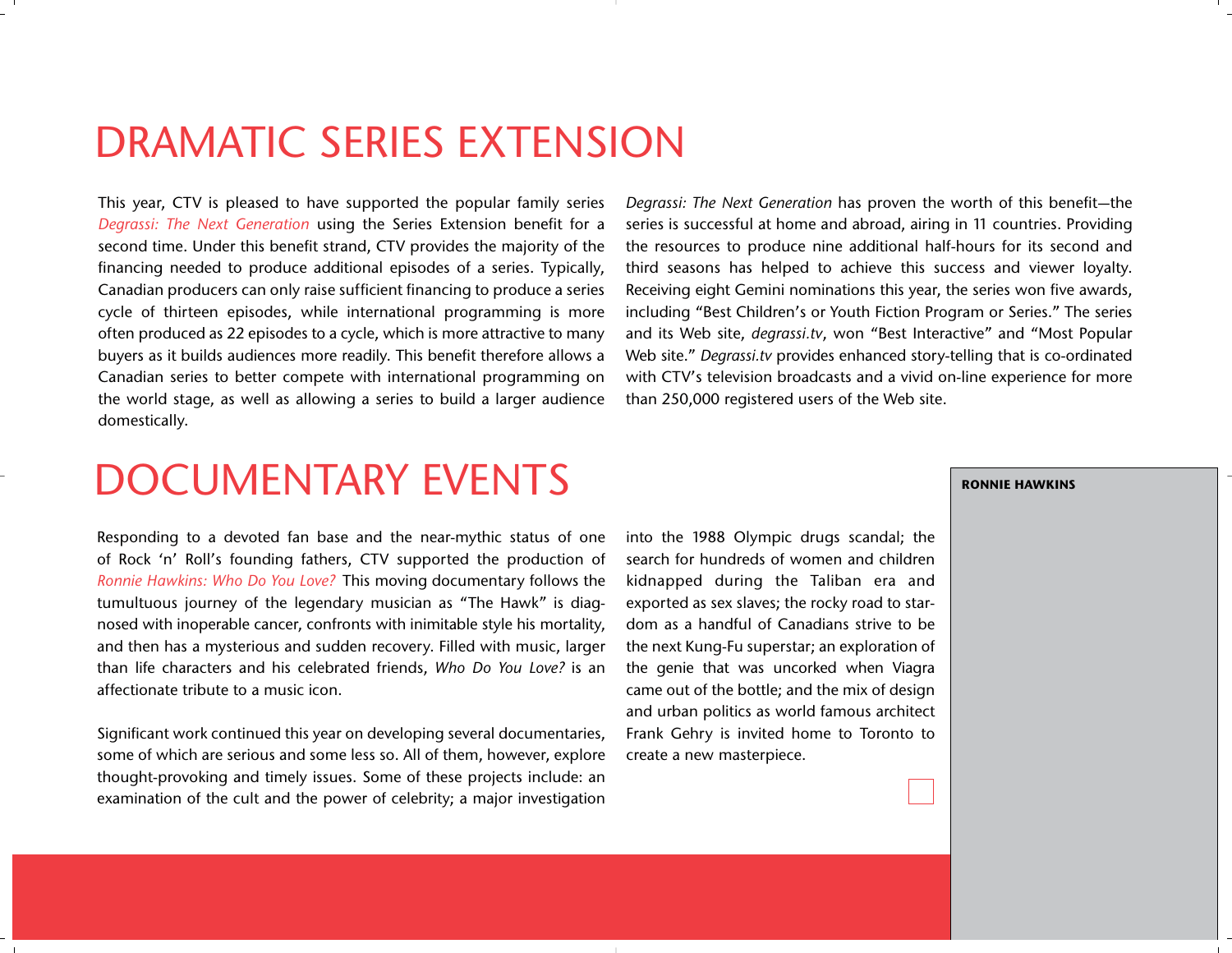# DRAMATIC SERIES EXTENSION

This year, CTV is pleased to have supported the popular family series *Degrassi: The Next Generation* using the Series Extension benefit for a second time. Under this benefit strand, CTV provides the majority of the financing needed to produce additional episodes of a series. Typically, Canadian producers can only raise sufficient financing to produce a series cycle of thirteen episodes, while international programming is more often produced as 22 episodes to a cycle, which is more attractive to many buyers as it builds audiences more readily. This benefit therefore allows a Canadian series to better compete with international programming on the world stage, as well as allowing a series to build a larger audience domestically.

*Degrassi: The Next Generation* has proven the worth of this benefit—the series is successful at home and abroad, airing in 11 countries. Providing the resources to produce nine additional half-hours for its second and third seasons has helped to achieve this success and viewer loyalty. Receiving eight Gemini nominations this year, the series won five awards, including "Best Children's or Youth Fiction Program or Series." The series and its Web site, *degrassi.tv*, won "Best Interactive" and "Most Popular Web site." *Degrassi.tv* provides enhanced story-telling that is co-ordinated with CTV's television broadcasts and a vivid on-line experience for more than 250,000 registered users of the Web site.

# DOCUMENTARY EVENTS

Responding to a devoted fan base and the near-mythic status of one of Rock 'n' Roll's founding fathers, CTV supported the production of *Ronnie Hawkins: Who Do You Love?* This moving documentary follows the tumultuous journey of the legendary musician as "The Hawk" is diagnosed with inoperable cancer, confronts with inimitable style his mortality, and then has a mysterious and sudden recovery. Filled with music, larger than life characters and his celebrated friends, *Who Do You Love?* is an affectionate tribute to a music icon.

Significant work continued this year on developing several documentaries, some of which are serious and some less so. All of them, however, explore thought-provoking and timely issues. Some of these projects include: an examination of the cult and the power of celebrity; a major investigation into the 1988 Olympic drugs scandal; the search for hundreds of women and children kidnapped during the Taliban era and exported as sex slaves; the rocky road to stardom as a handful of Canadians strive to be the next Kung-Fu superstar; an exploration of the genie that was uncorked when Viagra came out of the bottle; and the mix of design and urban politics as world famous architect Frank Gehry is invited home to Toronto to create a new masterpiece.

**RONNIE HAWKINS**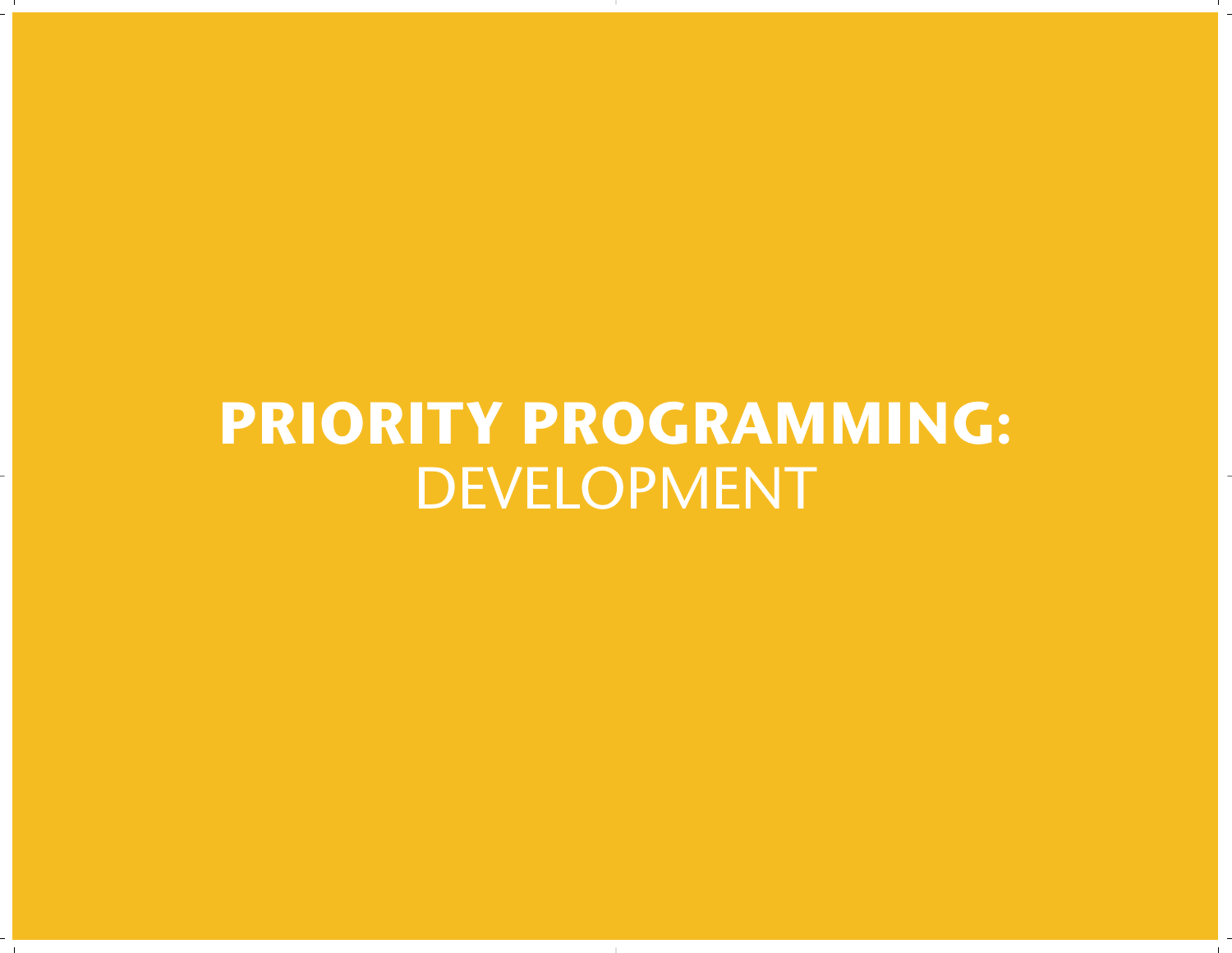# **PRIORITY PROGRAMMING:** DEVELOPMENT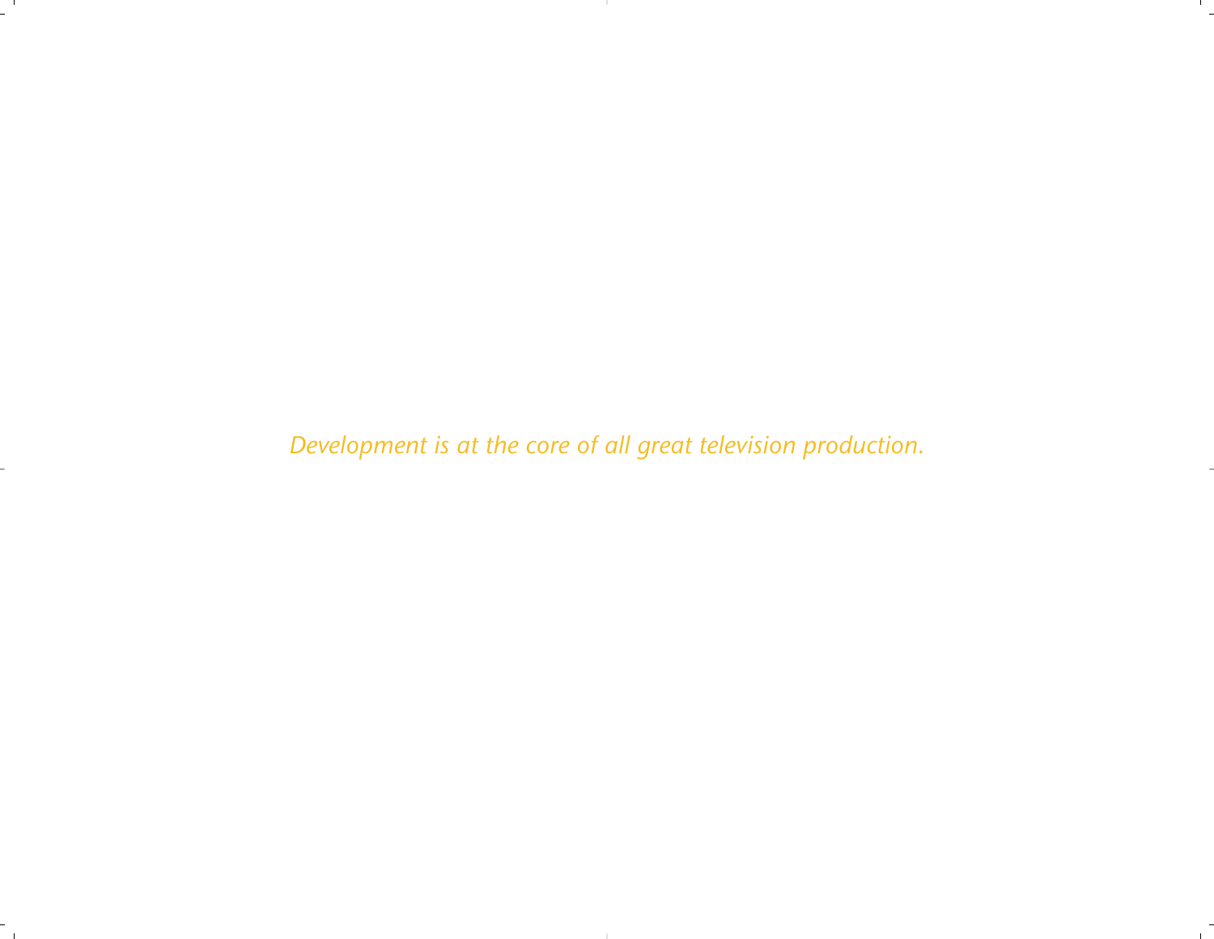*Development is at the core of all great television production.*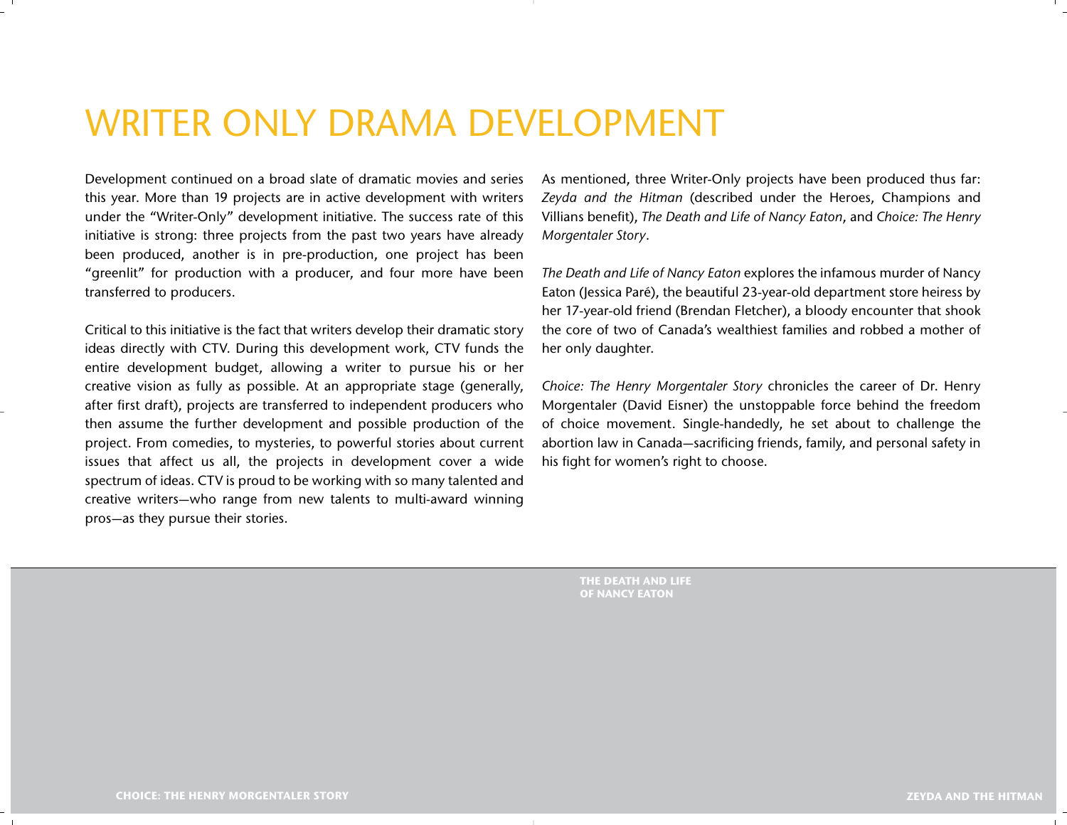# WRITER ONLY DRAMA DEVELOPMENT

Development continued on a broad slate of dramatic movies and series this year. More than 19 projects are in active development with writers under the "Writer-Only" development initiative. The success rate of this initiative is strong: three projects from the past two years have already been produced, another is in pre-production, one project has been "greenlit" for production with a producer, and four more have been transferred to producers.

Critical to this initiative is the fact that writers develop their dramatic story ideas directly with CTV. During this development work, CTV funds the entire development budget, allowing a writer to pursue his or her creative vision as fully as possible. At an appropriate stage (generally, after first draft), projects are transferred to independent producers who then assume the further development and possible production of the project. From comedies, to mysteries, to powerful stories about current issues that affect us all, the projects in development cover a wide spectrum of ideas. CTV is proud to be working with so many talented and creative writers—who range from new talents to multi-award winning pros—as they pursue their stories.

As mentioned, three Writer-Only projects have been produced thus far: *Zeyda and the Hitman* (described under the Heroes, Champions and Villians benefit), *The Death and Life of Nancy Eaton*, and *Choice: The Henry Morgentaler Story*.

*The Death and Life of Nancy Eaton* explores the infamous murder of Nancy Eaton (Jessica Paré), the beautiful 23-year-old department store heiress by her 17-year-old friend (Brendan Fletcher), a bloody encounter that shook the core of two of Canada's wealthiest families and robbed a mother of her only daughter.

*Choice: The Henry Morgentaler Story* chronicles the career of Dr. Henry Morgentaler (David Eisner) the unstoppable force behind the freedom of choice movement. Single-handedly, he set about to challenge the abortion law in Canada—sacrificing friends, family, and personal safety in his fight for women's right to choose.

**THE DEATH AND LIFE OF NANCY EATON**

**CHOICE: THE HENRY MORGENTALER STORY**

**ZEYDA AND THE HITMAN**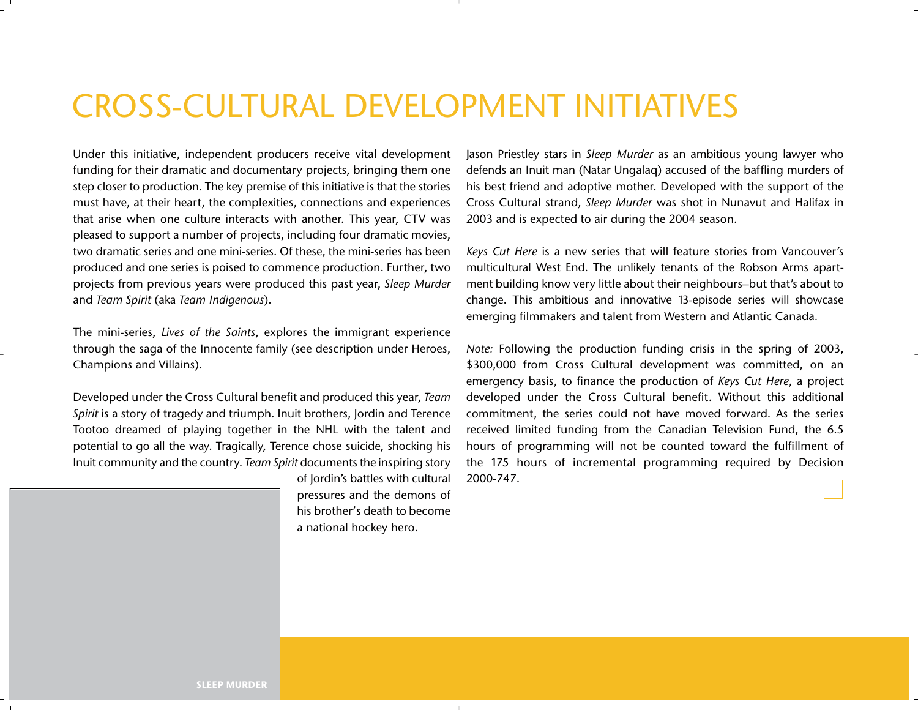# CROSS-CULTURAL DEVELOPMENT INITIATIVES

Under this initiative, independent producers receive vital development funding for their dramatic and documentary projects, bringing them one step closer to production. The key premise of this initiative is that the stories must have, at their heart, the complexities, connections and experiences that arise when one culture interacts with another. This year, CTV was pleased to support a number of projects, including four dramatic movies, two dramatic series and one mini-series. Of these, the mini-series has been produced and one series is poised to commence production. Further, two projects from previous years were produced this past year, *Sleep Murder* and *Team Spirit* (aka *Team Indigenous*).

The mini-series, *Lives of the Saints*, explores the immigrant experience through the saga of the Innocente family (see description under Heroes, Champions and Villains).

Developed under the Cross Cultural benefit and produced this year, *Team Spirit* is a story of tragedy and triumph. Inuit brothers, Jordin and Terence Tootoo dreamed of playing together in the NHL with the talent and potential to go all the way. Tragically, Terence chose suicide, shocking his Inuit community and the country. *Team Spirit* documents the inspiring story of Jordin's battles with cultural pressures and the demons of his brother's death to become a national hockey hero.

Jason Priestley stars in *Sleep Murder* as an ambitious young lawyer who defends an Inuit man (Natar Ungalaq) accused of the baffling murders of his best friend and adoptive mother. Developed with the support of the Cross Cultural strand, *Sleep Murder* was shot in Nunavut and Halifax in 2003 and is expected to air during the 2004 season.

*Keys Cut Here* is a new series that will feature stories from Vancouver's multicultural West End. The unlikely tenants of the Robson Arms apartment building know very little about their neighbours–but that's about to change. This ambitious and innovative 13-episode series will showcase emerging filmmakers and talent from Western and Atlantic Canada.

*Note:* Following the production funding crisis in the spring of 2003, $300,000 from Cross Cultural development was committed, on an emergency basis, to finance the production of *Keys Cut Here*, a project developed under the Cross Cultural benefit. Without this additional commitment, the series could not have moved forward. As the series received limited funding from the Canadian Television Fund, the 6.5 hours of programming will not be counted toward the fulfillment of the 175 hours of incremental programming required by Decision 2000-747.

SLEEP MURDER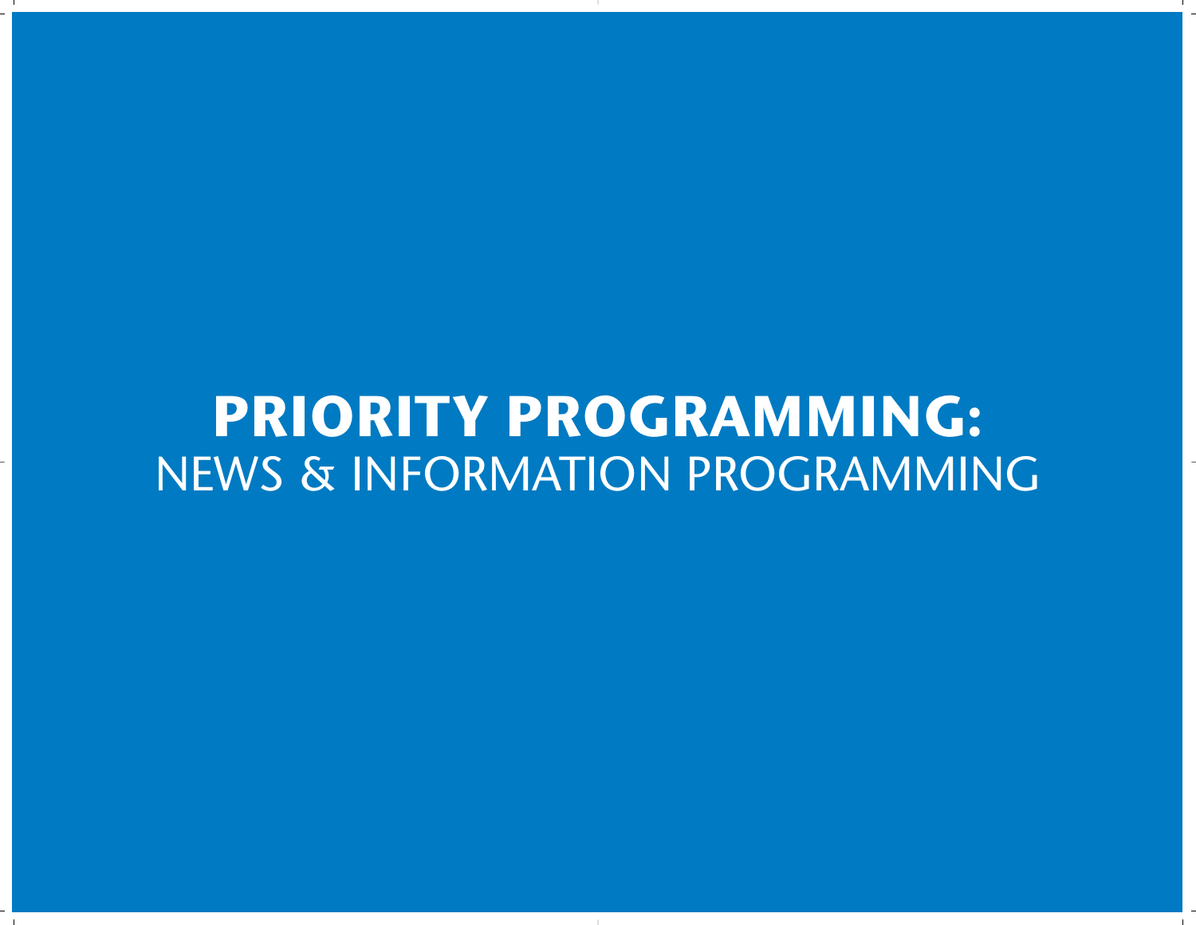# PRIORITY PROGRAMMING:

## NEWS & INFORMATION PROGRAMMING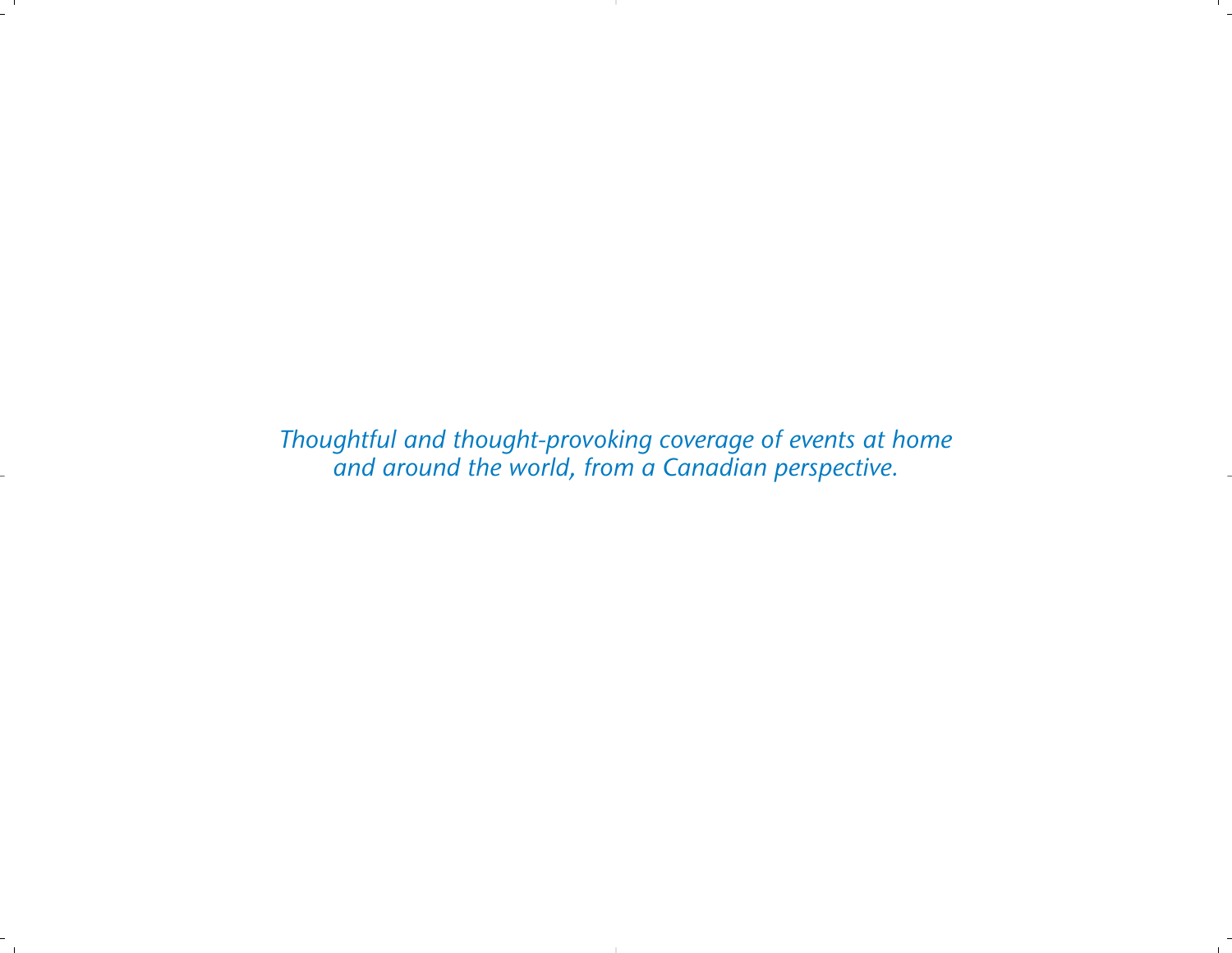*Thoughtful and thought-provoking coverage of events at home and around the world, from a Canadian perspective.*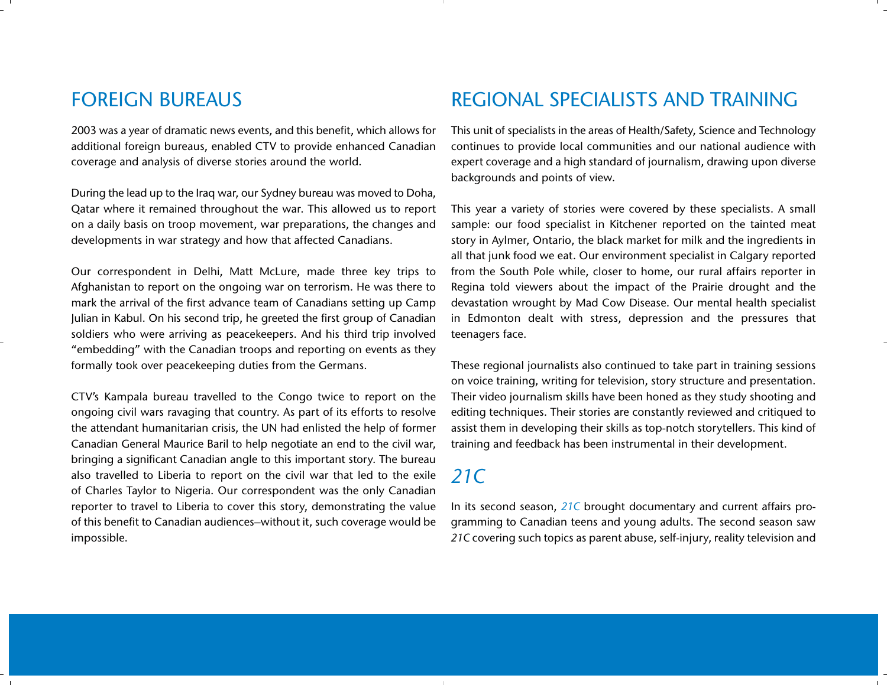## FOREIGN BUREAUS

2003 was a year of dramatic news events, and this benefit, which allows for additional foreign bureaus, enabled CTV to provide enhanced Canadian coverage and analysis of diverse stories around the world.

During the lead up to the Iraq war, our Sydney bureau was moved to Doha, Qatar where it remained throughout the war. This allowed us to report on a daily basis on troop movement, war preparations, the changes and developments in war strategy and how that affected Canadians.

Our correspondent in Delhi, Matt McLure, made three key trips to Afghanistan to report on the ongoing war on terrorism. He was there to mark the arrival of the first advance team of Canadians setting up Camp Julian in Kabul. On his second trip, he greeted the first group of Canadian soldiers who were arriving as peacekeepers. And his third trip involved "embedding" with the Canadian troops and reporting on events as they formally took over peacekeeping duties from the Germans.

CTV's Kampala bureau travelled to the Congo twice to report on the ongoing civil wars ravaging that country. As part of its efforts to resolve the attendant humanitarian crisis, the UN had enlisted the help of former Canadian General Maurice Baril to help negotiate an end to the civil war, bringing a significant Canadian angle to this important story. The bureau also travelled to Liberia to report on the civil war that led to the exile of Charles Taylor to Nigeria. Our correspondent was the only Canadian reporter to travel to Liberia to cover this story, demonstrating the value of this benefit to Canadian audiences–without it, such coverage would be impossible.

## REGIONAL SPECIALISTS AND TRAINING

This unit of specialists in the areas of Health/Safety, Science and Technology continues to provide local communities and our national audience with expert coverage and a high standard of journalism, drawing upon diverse backgrounds and points of view.

This year a variety of stories were covered by these specialists. A small sample: our food specialist in Kitchener reported on the tainted meat story in Aylmer, Ontario, the black market for milk and the ingredients in all that junk food we eat. Our environment specialist in Calgary reported from the South Pole while, closer to home, our rural affairs reporter in Regina told viewers about the impact of the Prairie drought and the devastation wrought by Mad Cow Disease. Our mental health specialist in Edmonton dealt with stress, depression and the pressures that teenagers face.

These regional journalists also continued to take part in training sessions on voice training, writing for television, story structure and presentation. Their video journalism skills have been honed as they study shooting and editing techniques. Their stories are constantly reviewed and critiqued to assist them in developing their skills as top-notch storytellers. This kind of training and feedback has been instrumental in their development.

## *21C*

In its second season, *21C* brought documentary and current affairs programming to Canadian teens and young adults. The second season saw *21C* covering such topics as parent abuse, self-injury, reality television and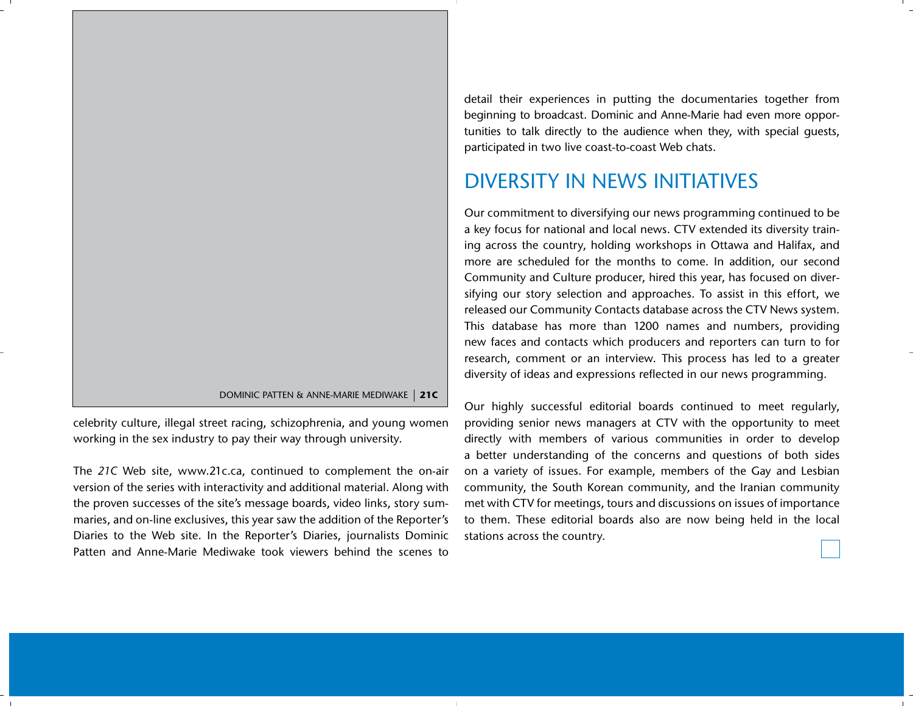DOMINIC PATTEN & ANNE-MARIE MEDIWAKE | **21C**

celebrity culture, illegal street racing, schizophrenia, and young women working in the sex industry to pay their way through university.

The *21C* Web site, www.21c.ca, continued to complement the on-air version of the series with interactivity and additional material. Along with the proven successes of the site's message boards, video links, story summaries, and on-line exclusives, this year saw the addition of the Reporter's Diaries to the Web site. In the Reporter's Diaries, journalists Dominic Patten and Anne-Marie Mediwake took viewers behind the scenes to detail their experiences in putting the documentaries together from beginning to broadcast. Dominic and Anne-Marie had even more opportunities to talk directly to the audience when they, with special guests, participated in two live coast-to-coast Web chats.

## DIVERSITY IN NEWS INITIATIVES

Our commitment to diversifying our news programming continued to be a key focus for national and local news. CTV extended its diversity training across the country, holding workshops in Ottawa and Halifax, and more are scheduled for the months to come. In addition, our second Community and Culture producer, hired this year, has focused on diversifying our story selection and approaches. To assist in this effort, we released our Community Contacts database across the CTV News system. This database has more than 1200 names and numbers, providing new faces and contacts which producers and reporters can turn to for research, comment or an interview. This process has led to a greater diversity of ideas and expressions reflected in our news programming.

Our highly successful editorial boards continued to meet regularly, providing senior news managers at CTV with the opportunity to meet directly with members of various communities in order to develop a better understanding of the concerns and questions of both sides on a variety of issues. For example, members of the Gay and Lesbian community, the South Korean community, and the Iranian community met with CTV for meetings, tours and discussions on issues of importance to them. These editorial boards also are now being held in the local stations across the country.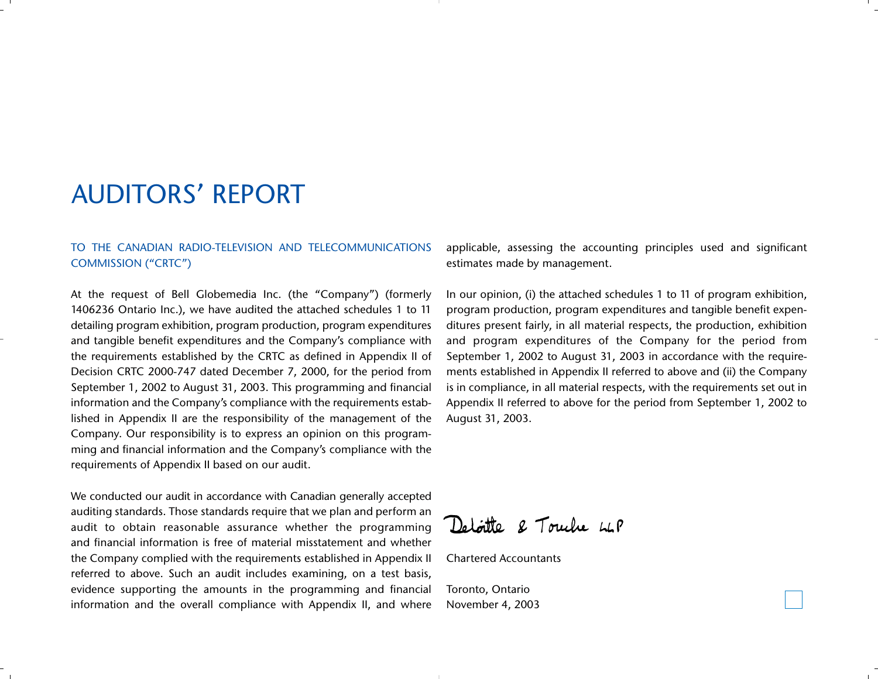# AUDITORS' REPORT

TO THE CANADIAN RADIO-TELEVISION AND TELECOMMUNICATIONS COMMISSION ("CRTC")

At the request of Bell Globemedia Inc. (the "Company") (formerly 1406236 Ontario Inc.), we have audited the attached schedules 1 to 11 detailing program exhibition, program production, program expenditures and tangible benefit expenditures and the Company's compliance with the requirements established by the CRTC as defined in Appendix II of Decision CRTC 2000-747 dated December 7, 2000, for the period from September 1, 2002 to August 31, 2003. This programming and financial information and the Company's compliance with the requirements established in Appendix II are the responsibility of the management of the Company. Our responsibility is to express an opinion on this programming and financial information and the Company's compliance with the requirements of Appendix II based on our audit.

We conducted our audit in accordance with Canadian generally accepted auditing standards. Those standards require that we plan and perform an audit to obtain reasonable assurance whether the programming and financial information is free of material misstatement and whether the Company complied with the requirements established in Appendix II referred to above. Such an audit includes examining, on a test basis, evidence supporting the amounts in the programming and financial information and the overall compliance with Appendix II, and where applicable, assessing the accounting principles used and significant estimates made by management.

In our opinion, (i) the attached schedules 1 to 11 of program exhibition, program production, program expenditures and tangible benefit expenditures present fairly, in all material respects, the production, exhibition and program expenditures of the Company for the period from September 1, 2002 to August 31, 2003 in accordance with the requirements established in Appendix II referred to above and (ii) the Company is in compliance, in all material respects, with the requirements set out in Appendix II referred to above for the period from September 1, 2002 to August 31, 2003.

Deloitte & Touche LLP

Chartered Accountants

Toronto, Ontario
November 4, 2003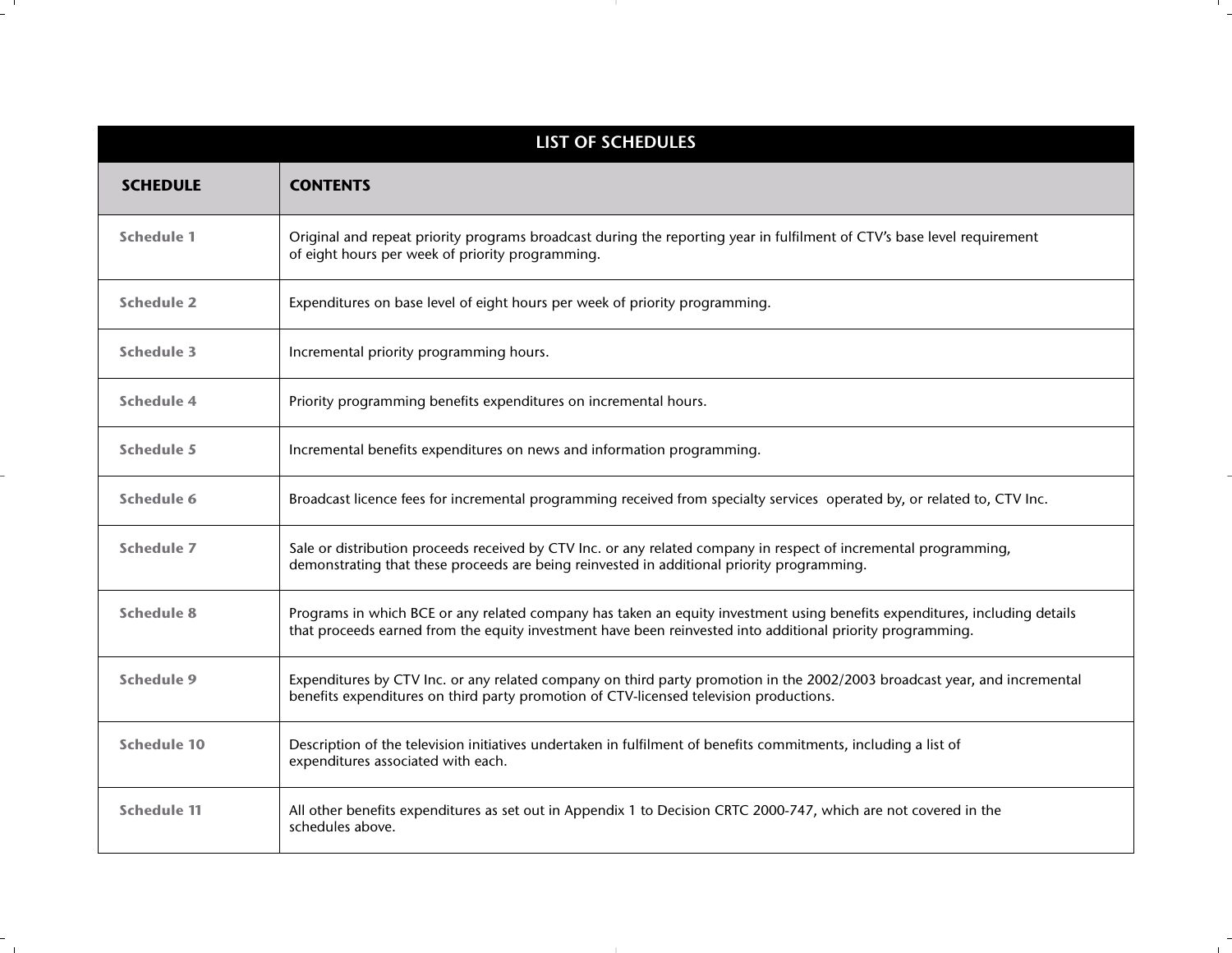| LIST OF SCHEDULES | |
|---|---|
| **SCHEDULE** | **CONTENTS** |
| **Schedule 1** | Original and repeat priority programs broadcast during the reporting year in fulfilment of CTV's base level requirement of eight hours per week of priority programming. |
| **Schedule 2** | Expenditures on base level of eight hours per week of priority programming. |
| **Schedule 3** | Incremental priority programming hours. |
| **Schedule 4** | Priority programming benefits expenditures on incremental hours. |
| **Schedule 5** | Incremental benefits expenditures on news and information programming. |
| **Schedule 6** | Broadcast licence fees for incremental programming received from specialty services operated by, or related to, CTV Inc. |
| **Schedule 7** | Sale or distribution proceeds received by CTV Inc. or any related company in respect of incremental programming, demonstrating that these proceeds are being reinvested in additional priority programming. |
| **Schedule 8** | Programs in which BCE or any related company has taken an equity investment using benefits expenditures, including details that proceeds earned from the equity investment have been reinvested into additional priority programming. |
| **Schedule 9** | Expenditures by CTV Inc. or any related company on third party promotion in the 2002/2003 broadcast year, and incremental benefits expenditures on third party promotion of CTV-licensed television productions. |
| **Schedule 10** | Description of the television initiatives undertaken in fulfilment of benefits commitments, including a list of expenditures associated with each. |
| **Schedule 11** | All other benefits expenditures as set out in Appendix 1 to Decision CRTC 2000-747, which are not covered in the schedules above. |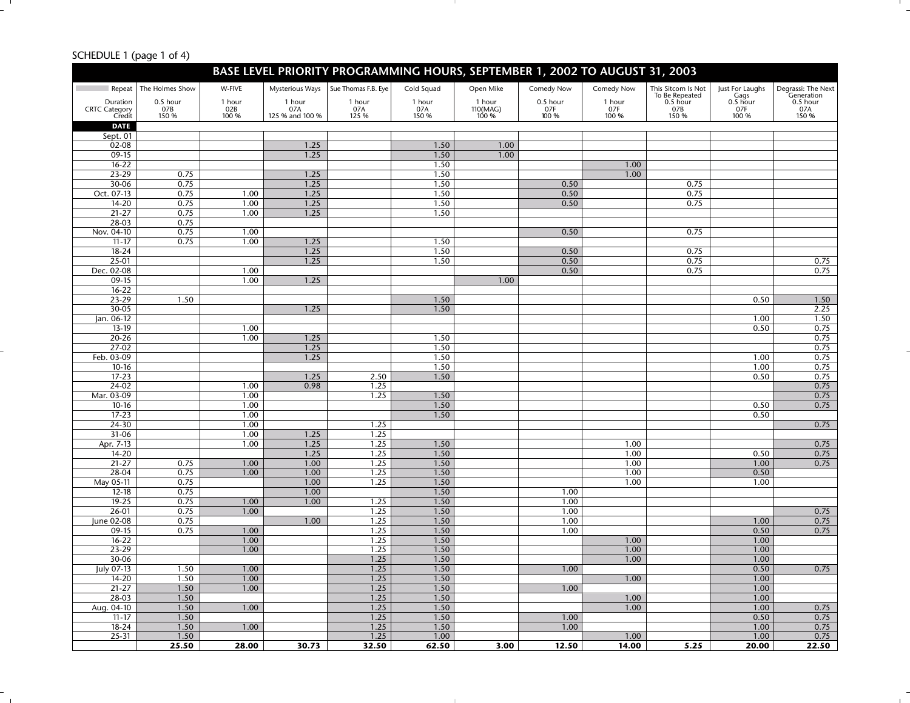SCHEDULE 1 (page 1 of 4)

## BASE LEVEL PRIORITY PROGRAMMING HOURS, SEPTEMBER 1, 2002 TO AUGUST 31, 2003

| Repeat / Duration / CRTC Category / Credit | The Holmes Show<br>0.5 hour<br>07B<br>150 % | W-FIVE<br>1 hour<br>02B<br>100 % | Mysterious Ways<br>1 hour<br>07A<br>125 % and 100 % | Sue Thomas F.B. Eye<br>1 hour<br>07A<br>125 % | Cold Squad<br>1 hour<br>07A<br>150 % | Open Mike<br>1 hour<br>110(MAG)<br>100 % | Comedy Now<br>0.5 hour<br>07F<br>100 % | Comedy Now<br>1 hour<br>07F<br>100 % | This Sitcom Is Not To Be Repeated<br>0.5 hour<br>07B<br>150 % | Just For Laughs Gags<br>0.5 hour<br>07F<br>100 % | Degrassi: The Next Generation<br>0.5 hour<br>07A<br>150 % |
|---|---|---|---|---|---|---|---|---|---|---|---|
| **DATE** | | | | | | | | | | | |
| Sept. 01 | | | | | | | | | | | |
| 02-08 | | | 1.25 | | 1.50 | 1.00 | | | | | |
| 09-15 | | | 1.25 | | 1.50 | 1.00 | | | | | |
| 16-22 | | | | | 1.50 | | | 1.00 | | | |
| 23-29 | 0.75 | | 1.25 | | 1.50 | | | 1.00 | | | |
| 30-06 | 0.75 | | 1.25 | | 1.50 | | 0.50 | | 0.75 | | |
| Oct. 07-13 | 0.75 | 1.00 | 1.25 | | 1.50 | | 0.50 | | 0.75 | | |
| 14-20 | 0.75 | 1.00 | 1.25 | | 1.50 | | 0.50 | | 0.75 | | |
| 21-27 | 0.75 | 1.00 | 1.25 | | 1.50 | | | | | | |
| 28-03 | 0.75 | | | | | | | | | | |
| Nov. 04-10 | 0.75 | 1.00 | | | | | 0.50 | | 0.75 | | |
| 11-17 | 0.75 | 1.00 | 1.25 | | 1.50 | | | | | | |
| 18-24 | | | 1.25 | | 1.50 | | 0.50 | | 0.75 | | |
| 25-01 | | | 1.25 | | 1.50 | | 0.50 | | 0.75 | | 0.75 |
| Dec. 02-08 | | 1.00 | | | | | 0.50 | | 0.75 | | 0.75 |
| 09-15 | | 1.00 | 1.25 | | | 1.00 | | | | | |
| 16-22 | | | | | | | | | | | |
| 23-29 | 1.50 | | | | 1.50 | | | | | 0.50 | 1.50 |
| 30-05 | | | 1.25 | | 1.50 | | | | | | 2.25 |
| Jan. 06-12 | | | | | | | | | | 1.00 | 1.50 |
| 13-19 | | 1.00 | | | | | | | | 0.50 | 0.75 |
| 20-26 | | 1.00 | 1.25 | | 1.50 | | | | | | 0.75 |
| 27-02 | | | 1.25 | | 1.50 | | | | | | 0.75 |
| Feb. 03-09 | | | 1.25 | | 1.50 | | | | | 1.00 | 0.75 |
| 10-16 | | | | | 1.50 | | | | | 1.00 | 0.75 |
| 17-23 | | | 1.25 | 2.50 | 1.50 | | | | | 0.50 | 0.75 |
| 24-02 | | 1.00 | 0.98 | 1.25 | | | | | | | 0.75 |
| Mar. 03-09 | | 1.00 | | 1.25 | 1.50 | | | | | | 0.75 |
| 10-16 | | 1.00 | | | 1.50 | | | | | 0.50 | 0.75 |
| 17-23 | | 1.00 | | | 1.50 | | | | | 0.50 | |
| 24-30 | | 1.00 | | 1.25 | | | | | | | 0.75 |
| 31-06 | | 1.00 | 1.25 | 1.25 | | | | | | | |
| Apr. 7-13 | | 1.00 | 1.25 | 1.25 | 1.50 | | | 1.00 | | | 0.75 |
| 14-20 | | | 1.25 | 1.25 | 1.50 | | | 1.00 | | 0.50 | 0.75 |
| 21-27 | 0.75 | 1.00 | 1.00 | 1.25 | 1.50 | | | 1.00 | | 1.00 | 0.75 |
| 28-04 | 0.75 | 1.00 | 1.00 | 1.25 | 1.50 | | | 1.00 | | 0.50 | |
| May 05-11 | 0.75 | | 1.00 | 1.25 | 1.50 | | | 1.00 | | 1.00 | |
| 12-18 | 0.75 | | 1.00 | | 1.50 | | 1.00 | | | | |
| 19-25 | 0.75 | 1.00 | 1.00 | 1.25 | 1.50 | | 1.00 | | | | |
| 26-01 | 0.75 | 1.00 | | 1.25 | 1.50 | | 1.00 | | | | 0.75 |
| June 02-08 | 0.75 | | 1.00 | 1.25 | 1.50 | | 1.00 | | | 1.00 | 0.75 |
| 09-15 | 0.75 | 1.00 | | 1.25 | 1.50 | | 1.00 | | | 0.50 | 0.75 |
| 16-22 | | 1.00 | | 1.25 | 1.50 | | | 1.00 | | 1.00 | |
| 23-29 | | 1.00 | | 1.25 | 1.50 | | | 1.00 | | 1.00 | |
| 30-06 | | | | 1.25 | 1.50 | | | 1.00 | | 1.00 | |
| July 07-13 | 1.50 | 1.00 | | 1.25 | 1.50 | | 1.00 | | | 0.50 | 0.75 |
| 14-20 | 1.50 | 1.00 | | 1.25 | 1.50 | | | 1.00 | | 1.00 | |
| 21-27 | 1.50 | 1.00 | | 1.25 | 1.50 | | 1.00 | | | 1.00 | |
| 28-03 | 1.50 | | | 1.25 | 1.50 | | | 1.00 | | 1.00 | |
| Aug. 04-10 | 1.50 | 1.00 | | 1.25 | 1.50 | | | 1.00 | | 1.00 | 0.75 |
| 11-17 | 1.50 | | | 1.25 | 1.50 | | 1.00 | | | 0.50 | 0.75 |
| 18-24 | 1.50 | 1.00 | | 1.25 | 1.50 | | 1.00 | | | 1.00 | 0.75 |
| 25-31 | 1.50 | | | 1.25 | 1.00 | | | 1.00 | | 1.00 | 0.75 |
| | **25.50** | **28.00** | **30.73** | **32.50** | **62.50** | **3.00** | **12.50** | **14.00** | **5.25** | **20.00** | **22.50** |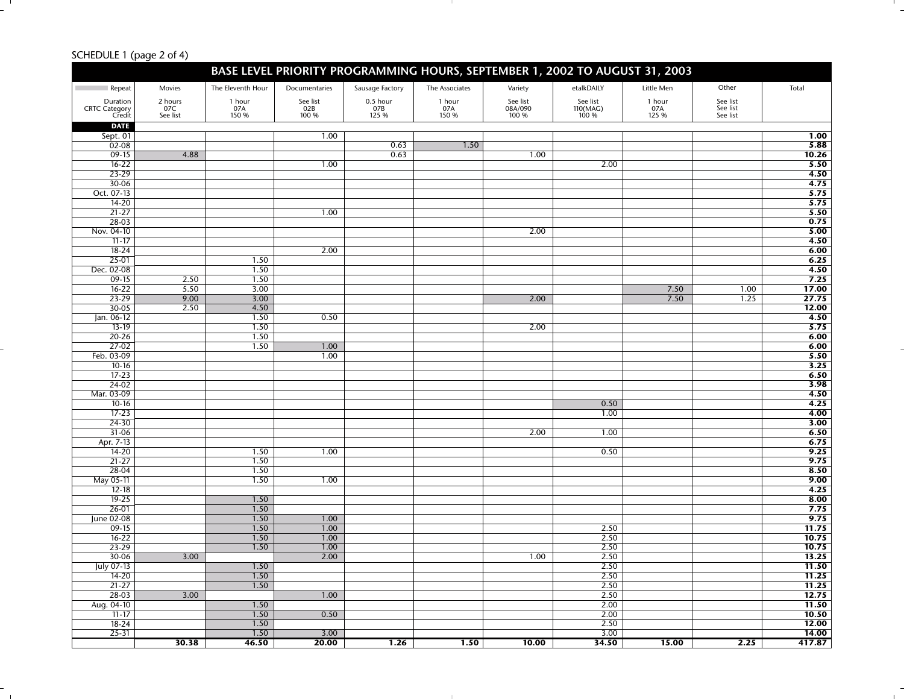SCHEDULE 1 (page 2 of 4)

## BASE LEVEL PRIORITY PROGRAMMING HOURS, SEPTEMBER 1, 2002 TO AUGUST 31, 2003

| Repeat | Movies | The Eleventh Hour | Documentaries | Sausage Factory | The Associates | Variety | etalkDAILY | Little Men | Other | Total |
|---|---|---|---|---|---|---|---|---|---|---|
| Duration<br>CRTC Category<br>Credit | 2 hours<br>07C<br>See list | 1 hour<br>07A<br>150 % | See list<br>02B<br>100 % | 0.5 hour<br>07B<br>125 % | 1 hour<br>07A<br>150 % | See list<br>08A/090<br>100 % | See list<br>110(MAG)<br>100 % | 1 hour<br>07A<br>125 % | See list<br>See list<br>See list | |
| **DATE** | | | | | | | | | | |
| Sept. 01 | | | 1.00 | | | | | | | **1.00** |
| 02-08 | | | | 0.63 | 1.50 | | | | | **5.88** |
| 09-15 | 4.88 | | | 0.63 | | 1.00 | | | | **10.26** |
| 16-22 | | | 1.00 | | | | 2.00 | | | **5.50** |
| 23-29 | | | | | | | | | | **4.50** |
| 30-06 | | | | | | | | | | **4.75** |
| Oct. 07-13 | | | | | | | | | | **5.75** |
| 14-20 | | | | | | | | | | **5.75** |
| 21-27 | | | 1.00 | | | | | | | **5.50** |
| 28-03 | | | | | | | | | | **0.75** |
| Nov. 04-10 | | | | | | 2.00 | | | | **5.00** |
| 11-17 | | | | | | | | | | **4.50** |
| 18-24 | | | 2.00 | | | | | | | **6.00** |
| 25-01 | | 1.50 | | | | | | | | **6.25** |
| Dec. 02-08 | | 1.50 | | | | | | | | **4.50** |
| 09-15 | 2.50 | 1.50 | | | | | | | | **7.25** |
| 16-22 | 5.50 | 3.00 | | | | | | 7.50 | 1.00 | **17.00** |
| 23-29 | 9.00 | 3.00 | | | | 2.00 | | 7.50 | 1.25 | **27.75** |
| 30-05 | 2.50 | 4.50 | | | | | | | | **12.00** |
| Jan. 06-12 | | 1.50 | 0.50 | | | | | | | **4.50** |
| 13-19 | | 1.50 | | | | 2.00 | | | | **5.75** |
| 20-26 | | 1.50 | | | | | | | | **6.00** |
| 27-02 | | 1.50 | 1.00 | | | | | | | **6.00** |
| Feb. 03-09 | | | 1.00 | | | | | | | **5.50** |
| 10-16 | | | | | | | | | | **3.25** |
| 17-23 | | | | | | | | | | **6.50** |
| 24-02 | | | | | | | | | | **3.98** |
| Mar. 03-09 | | | | | | | | | | **4.50** |
| 10-16 | | | | | | | 0.50 | | | **4.25** |
| 17-23 | | | | | | | 1.00 | | | **4.00** |
| 24-30 | | | | | | | | | | **3.00** |
| 31-06 | | | | | | 2.00 | 1.00 | | | **6.50** |
| Apr. 7-13 | | | | | | | | | | **6.75** |
| 14-20 | | 1.50 | 1.00 | | | | 0.50 | | | **9.25** |
| 21-27 | | 1.50 | | | | | | | | **9.75** |
| 28-04 | | 1.50 | | | | | | | | **8.50** |
| May 05-11 | | 1.50 | 1.00 | | | | | | | **9.00** |
| 12-18 | | | | | | | | | | **4.25** |
| 19-25 | | 1.50 | | | | | | | | **8.00** |
| 26-01 | | 1.50 | | | | | | | | **7.75** |
| June 02-08 | | 1.50 | 1.00 | | | | | | | **9.75** |
| 09-15 | | 1.50 | 1.00 | | | | 2.50 | | | **11.75** |
| 16-22 | | 1.50 | 1.00 | | | | 2.50 | | | **10.75** |
| 23-29 | | 1.50 | 1.00 | | | | 2.50 | | | **10.75** |
| 30-06 | 3.00 | | 2.00 | | | 1.00 | 2.50 | | | **13.25** |
| July 07-13 | | 1.50 | | | | | 2.50 | | | **11.50** |
| 14-20 | | 1.50 | | | | | 2.50 | | | **11.25** |
| 21-27 | | 1.50 | | | | | 2.50 | | | **11.25** |
| 28-03 | 3.00 | | 1.00 | | | | 2.50 | | | **12.75** |
| Aug. 04-10 | | 1.50 | | | | | 2.00 | | | **11.50** |
| 11-17 | | 1.50 | 0.50 | | | | 2.00 | | | **10.50** |
| 18-24 | | 1.50 | | | | | 2.50 | | | **12.00** |
| 25-31 | | 1.50 | 3.00 | | | | 3.00 | | | **14.00** |
| | **30.38** | **46.50** | **20.00** | **1.26** | **1.50** | **10.00** | **34.50** | **15.00** | **2.25** | **417.87** |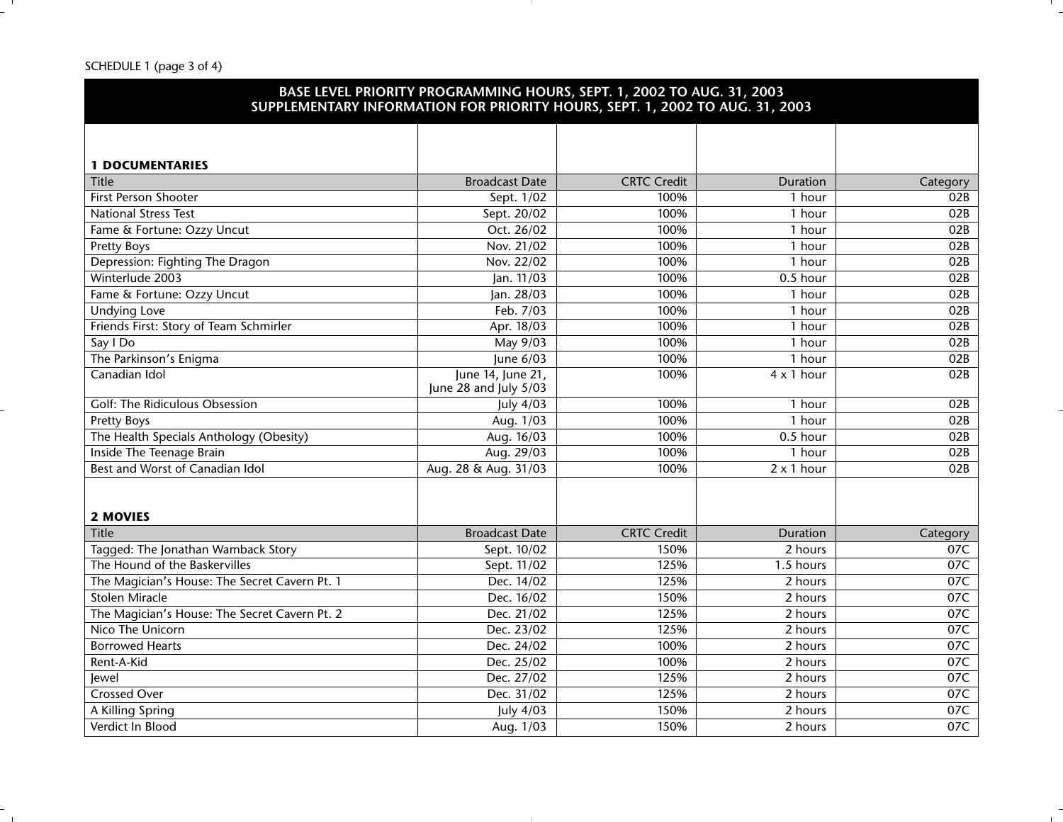SCHEDULE 1 (page 3 of 4)

## BASE LEVEL PRIORITY PROGRAMMING HOURS, SEPT. 1, 2002 TO AUG. 31, 2003
## SUPPLEMENTARY INFORMATION FOR PRIORITY HOURS, SEPT. 1, 2002 TO AUG. 31, 2003

### 1 DOCUMENTARIES

| Title | Broadcast Date | CRTC Credit | Duration | Category |
|---|---|---|---|---|
| First Person Shooter | Sept. 1/02 | 100% | 1 hour | 02B |
| National Stress Test | Sept. 20/02 | 100% | 1 hour | 02B |
| Fame & Fortune: Ozzy Uncut | Oct. 26/02 | 100% | 1 hour | 02B |
| Pretty Boys | Nov. 21/02 | 100% | 1 hour | 02B |
| Depression: Fighting The Dragon | Nov. 22/02 | 100% | 1 hour | 02B |
| Winterlude 2003 | Jan. 11/03 | 100% | 0.5 hour | 02B |
| Fame & Fortune: Ozzy Uncut | Jan. 28/03 | 100% | 1 hour | 02B |
| Undying Love | Feb. 7/03 | 100% | 1 hour | 02B |
| Friends First: Story of Team Schmirler | Apr. 18/03 | 100% | 1 hour | 02B |
| Say I Do | May 9/03 | 100% | 1 hour | 02B |
| The Parkinson's Enigma | June 6/03 | 100% | 1 hour | 02B |
| Canadian Idol | June 14, June 21, June 28 and July 5/03 | 100% | 4 x 1 hour | 02B |
| Golf: The Ridiculous Obsession | July 4/03 | 100% | 1 hour | 02B |
| Pretty Boys | Aug. 1/03 | 100% | 1 hour | 02B |
| The Health Specials Anthology (Obesity) | Aug. 16/03 | 100% | 0.5 hour | 02B |
| Inside The Teenage Brain | Aug. 29/03 | 100% | 1 hour | 02B |
| Best and Worst of Canadian Idol | Aug. 28 & Aug. 31/03 | 100% | 2 x 1 hour | 02B |

### 2 MOVIES

| Title | Broadcast Date | CRTC Credit | Duration | Category |
|---|---|---|---|---|
| Tagged: The Jonathan Wamback Story | Sept. 10/02 | 150% | 2 hours | 07C |
| The Hound of the Baskervilles | Sept. 11/02 | 125% | 1.5 hours | 07C |
| The Magician's House: The Secret Cavern Pt. 1 | Dec. 14/02 | 125% | 2 hours | 07C |
| Stolen Miracle | Dec. 16/02 | 150% | 2 hours | 07C |
| The Magician's House: The Secret Cavern Pt. 2 | Dec. 21/02 | 125% | 2 hours | 07C |
| Nico The Unicorn | Dec. 23/02 | 125% | 2 hours | 07C |
| Borrowed Hearts | Dec. 24/02 | 100% | 2 hours | 07C |
| Rent-A-Kid | Dec. 25/02 | 100% | 2 hours | 07C |
| Jewel | Dec. 27/02 | 125% | 2 hours | 07C |
| Crossed Over | Dec. 31/02 | 125% | 2 hours | 07C |
| A Killing Spring | July 4/03 | 150% | 2 hours | 07C |
| Verdict In Blood | Aug. 1/03 | 150% | 2 hours | 07C |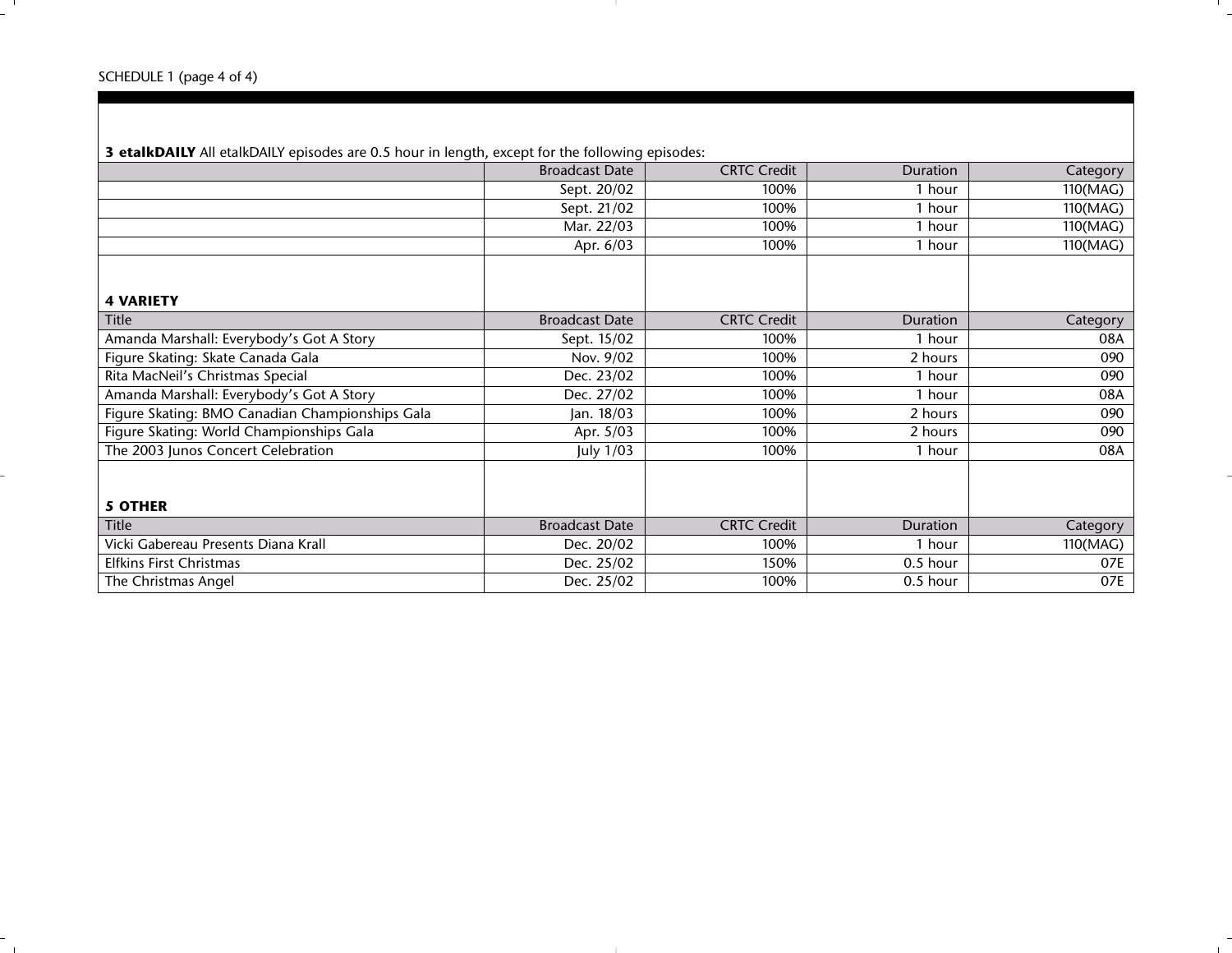SCHEDULE 1 (page 4 of 4)

**3 etalkDAILY** All etalkDAILY episodes are 0.5 hour in length, except for the following episodes:

| | Broadcast Date | CRTC Credit | Duration | Category |
|---|---|---|---|---|
| | Sept. 20/02 | 100% | 1 hour | 110(MAG) |
| | Sept. 21/02 | 100% | 1 hour | 110(MAG) |
| | Mar. 22/03 | 100% | 1 hour | 110(MAG) |
| | Apr. 6/03 | 100% | 1 hour | 110(MAG) |

**4 VARIETY**

| Title | Broadcast Date | CRTC Credit | Duration | Category |
|---|---|---|---|---|
| Amanda Marshall: Everybody's Got A Story | Sept. 15/02 | 100% | 1 hour | 08A |
| Figure Skating: Skate Canada Gala | Nov. 9/02 | 100% | 2 hours | 090 |
| Rita MacNeil's Christmas Special | Dec. 23/02 | 100% | 1 hour | 090 |
| Amanda Marshall: Everybody's Got A Story | Dec. 27/02 | 100% | 1 hour | 08A |
| Figure Skating: BMO Canadian Championships Gala | Jan. 18/03 | 100% | 2 hours | 090 |
| Figure Skating: World Championships Gala | Apr. 5/03 | 100% | 2 hours | 090 |
| The 2003 Junos Concert Celebration | July 1/03 | 100% | 1 hour | 08A |

**5 OTHER**

| Title | Broadcast Date | CRTC Credit | Duration | Category |
|---|---|---|---|---|
| Vicki Gabereau Presents Diana Krall | Dec. 20/02 | 100% | 1 hour | 110(MAG) |
| Elfkins First Christmas | Dec. 25/02 | 150% | 0.5 hour | 07E |
| The Christmas Angel | Dec. 25/02 | 100% | 0.5 hour | 07E |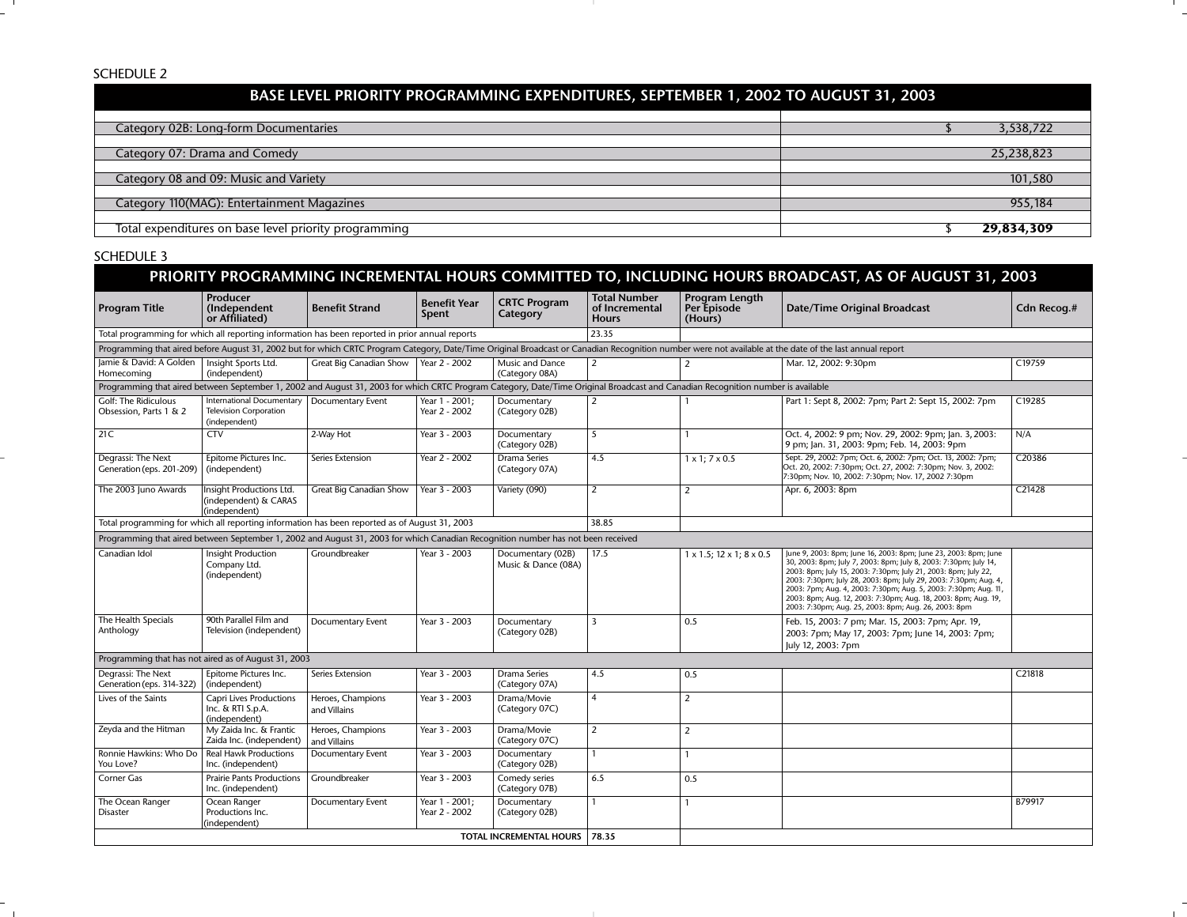SCHEDULE 2

| BASE LEVEL PRIORITY PROGRAMMING EXPENDITURES, SEPTEMBER 1, 2002 TO AUGUST 31, 2003 | |
|---|---|
| Category 02B: Long-form Documentaries | $ 3,538,722 |
| Category 07: Drama and Comedy | 25,238,823 |
| Category 08 and 09: Music and Variety | 101,580 |
| Category 110(MAG): Entertainment Magazines | 955,184 |
| Total expenditures on base level priority programming | $ **29,834,309** |

SCHEDULE 3

**PRIORITY PROGRAMMING INCREMENTAL HOURS COMMITTED TO, INCLUDING HOURS BROADCAST, AS OF AUGUST 31, 2003**

| Program Title | Producer (Independent or Affiliated) | Benefit Strand | Benefit Year Spent | CRTC Program Category | Total Number of Incremental Hours | Program Length Per Episode (Hours) | Date/Time Original Broadcast | Cdn Recog.# |
|---|---|---|---|---|---|---|---|---|
| Total programming for which all reporting information has been reported in prior annual reports | | | | | 23.35 | | | |
| Programming that aired before August 31, 2002 but for which CRTC Program Category, Date/Time Original Broadcast or Canadian Recognition number were not available at the date of the last annual report | | | | | | | | |
| Jamie & David: A Golden Homecoming | Insight Sports Ltd. (independent) | Great Big Canadian Show | Year 2 - 2002 | Music and Dance (Category 08A) | 2 | 2 | Mar. 12, 2002: 9:30pm | C19759 |
| Programming that aired between September 1, 2002 and August 31, 2003 for which CRTC Program Category, Date/Time Original Broadcast and Canadian Recognition number is available | | | | | | | | |
| Golf: The Ridiculous Obsession, Parts 1 & 2 | International Documentary Television Corporation (independent) | Documentary Event | Year 1 - 2001; Year 2 - 2002 | Documentary (Category 02B) | 2 | 1 | Part 1: Sept 8, 2002: 7pm; Part 2: Sept 15, 2002: 7pm | C19285 |
| 21C | CTV | 2-Way Hot | Year 3 - 2003 | Documentary (Category 02B) | 5 | 1 | Oct. 4, 2002: 9 pm; Nov. 29, 2002: 9pm; Jan. 3, 2003: 9 pm; Jan. 31, 2003: 9pm; Feb. 14, 2003: 9pm | N/A |
| Degrassi: The Next Generation (eps. 201-209) | Epitome Pictures Inc. (independent) | Series Extension | Year 2 - 2002 | Drama Series (Category 07A) | 4.5 | 1 x 1; 7 x 0.5 | Sept. 29, 2002: 7pm; Oct. 6, 2002: 7pm; Oct. 13, 2002: 7pm; Oct. 20, 2002: 7:30pm; Oct. 27, 2002: 7:30pm; Nov. 3, 2002: 7:30pm; Nov. 10, 2002: 7:30pm; Nov. 17, 2002 7:30pm | C20386 |
| The 2003 Juno Awards | Insight Productions Ltd. (independent) & CARAS (independent) | Great Big Canadian Show | Year 3 - 2003 | Variety (090) | 2 | 2 | Apr. 6, 2003: 8pm | C21428 |
| Total programming for which all reporting information has been reported as of August 31, 2003 | | | | | 38.85 | | | |
| Programming that aired between September 1, 2002 and August 31, 2003 for which Canadian Recognition number has not been received | | | | | | | | |
| Canadian Idol | Insight Production Company Ltd. (independent) | Groundbreaker | Year 3 - 2003 | Documentary (02B) Music & Dance (08A) | 17.5 | 1 x 1.5; 12 x 1; 8 x 0.5 | June 9, 2003: 8pm; June 16, 2003: 8pm; June 23, 2003: 8pm; June 30, 2003: 8pm; July 7, 2003: 8pm; July 8, 2003: 7:30pm; July 14, 2003: 8pm; July 15, 2003: 7:30pm; July 21, 2003: 8pm; July 22, 2003: 7:30pm; July 28, 2003: 8pm; July 29, 2003: 7:30pm; Aug. 4, 2003: 7pm; Aug. 4, 2003: 7:30pm; Aug. 5, 2003: 7:30pm; Aug. 11, 2003: 8pm; Aug. 12, 2003: 7:30pm; Aug. 18, 2003: 8pm; Aug. 19, 2003: 7:30pm; Aug. 25, 2003: 8pm; Aug. 26, 2003: 8pm | |
| The Health Specials Anthology | 90th Parallel Film and Television (independent) | Documentary Event | Year 3 - 2003 | Documentary (Category 02B) | 3 | 0.5 | Feb. 15, 2003: 7 pm; Mar. 15, 2003: 7pm; Apr. 19, 2003: 7pm; May 17, 2003: 7pm; June 14, 2003: 7pm; July 12, 2003: 7pm | |
| Programming that has not aired as of August 31, 2003 | | | | | | | | |
| Degrassi: The Next Generation (eps. 314-322) | Epitome Pictures Inc. (independent) | Series Extension | Year 3 - 2003 | Drama Series (Category 07A) | 4.5 | 0.5 | | C21818 |
| Lives of the Saints | Capri Lives Productions Inc. & RTI S.p.A. (independent) | Heroes, Champions and Villains | Year 3 - 2003 | Drama/Movie (Category 07C) | 4 | 2 | | |
| Zeyda and the Hitman | My Zaida Inc. & Frantic Zaida Inc. (independent) | Heroes, Champions and Villains | Year 3 - 2003 | Drama/Movie (Category 07C) | 2 | 2 | | |
| Ronnie Hawkins: Who Do You Love? | Real Hawk Productions Inc. (independent) | Documentary Event | Year 3 - 2003 | Documentary (Category 02B) | 1 | 1 | | |
| Corner Gas | Prairie Pants Productions Inc. (independent) | Groundbreaker | Year 3 - 2003 | Comedy series (Category 07B) | 6.5 | 0.5 | | |
| The Ocean Ranger Disaster | Ocean Ranger Productions Inc. (independent) | Documentary Event | Year 1 - 2001; Year 2 - 2002 | Documentary (Category 02B) | 1 | 1 | | B79917 |
| | | | | **TOTAL INCREMENTAL HOURS** | **78.35** | | | |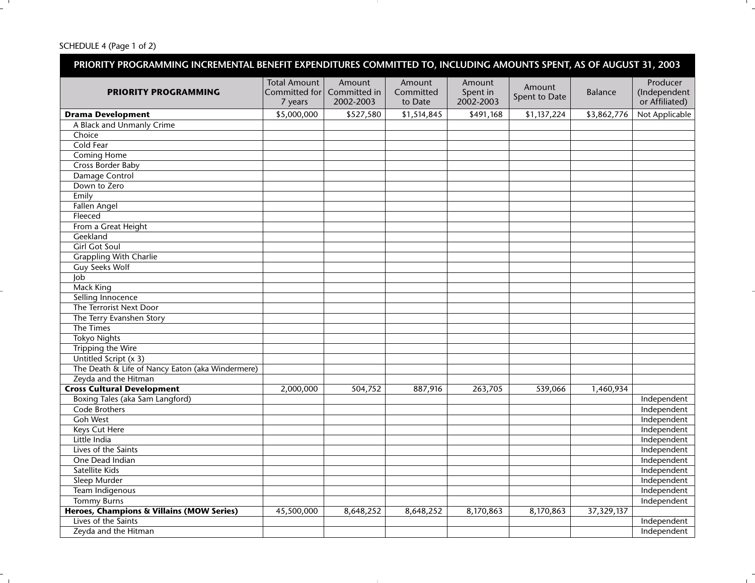SCHEDULE 4 (Page 1 of 2)

| PRIORITY PROGRAMMING INCREMENTAL BENEFIT EXPENDITURES COMMITTED TO, INCLUDING AMOUNTS SPENT, AS OF AUGUST 31, 2003 | | | | | | | |
|---|---|---|---|---|---|---|---|
| **PRIORITY PROGRAMMING** | Total Amount Committed for 7 years | Amount Committed in 2002-2003 | Amount Committed to Date | Amount Spent in 2002-2003 | Amount Spent to Date | Balance | Producer (Independent or Affiliated) |
| **Drama Development** | $5,000,000 | $527,580 | $1,514,845 | $491,168 | $1,137,224 | $3,862,776 | Not Applicable |
| A Black and Unmanly Crime | | | | | | | |
| Choice | | | | | | | |
| Cold Fear | | | | | | | |
| Coming Home | | | | | | | |
| Cross Border Baby | | | | | | | |
| Damage Control | | | | | | | |
| Down to Zero | | | | | | | |
| Emily | | | | | | | |
| Fallen Angel | | | | | | | |
| Fleeced | | | | | | | |
| From a Great Height | | | | | | | |
| Geekland | | | | | | | |
| Girl Got Soul | | | | | | | |
| Grappling With Charlie | | | | | | | |
| Guy Seeks Wolf | | | | | | | |
| Job | | | | | | | |
| Mack King | | | | | | | |
| Selling Innocence | | | | | | | |
| The Terrorist Next Door | | | | | | | |
| The Terry Evanshen Story | | | | | | | |
| The Times | | | | | | | |
| Tokyo Nights | | | | | | | |
| Tripping the Wire | | | | | | | |
| Untitled Script (x 3) | | | | | | | |
| The Death & Life of Nancy Eaton (aka Windermere) | | | | | | | |
| Zeyda and the Hitman | | | | | | | |
| **Cross Cultural Development** | 2,000,000 | 504,752 | 887,916 | 263,705 | 539,066 | 1,460,934 | |
| Boxing Tales (aka Sam Langford) | | | | | | | Independent |
| Code Brothers | | | | | | | Independent |
| Goh West | | | | | | | Independent |
| Keys Cut Here | | | | | | | Independent |
| Little India | | | | | | | Independent |
| Lives of the Saints | | | | | | | Independent |
| One Dead Indian | | | | | | | Independent |
| Satellite Kids | | | | | | | Independent |
| Sleep Murder | | | | | | | Independent |
| Team Indigenous | | | | | | | Independent |
| Tommy Burns | | | | | | | Independent |
| **Heroes, Champions & Villains (MOW Series)** | 45,500,000 | 8,648,252 | 8,648,252 | 8,170,863 | 8,170,863 | 37,329,137 | |
| Lives of the Saints | | | | | | | Independent |
| Zeyda and the Hitman | | | | | | | Independent |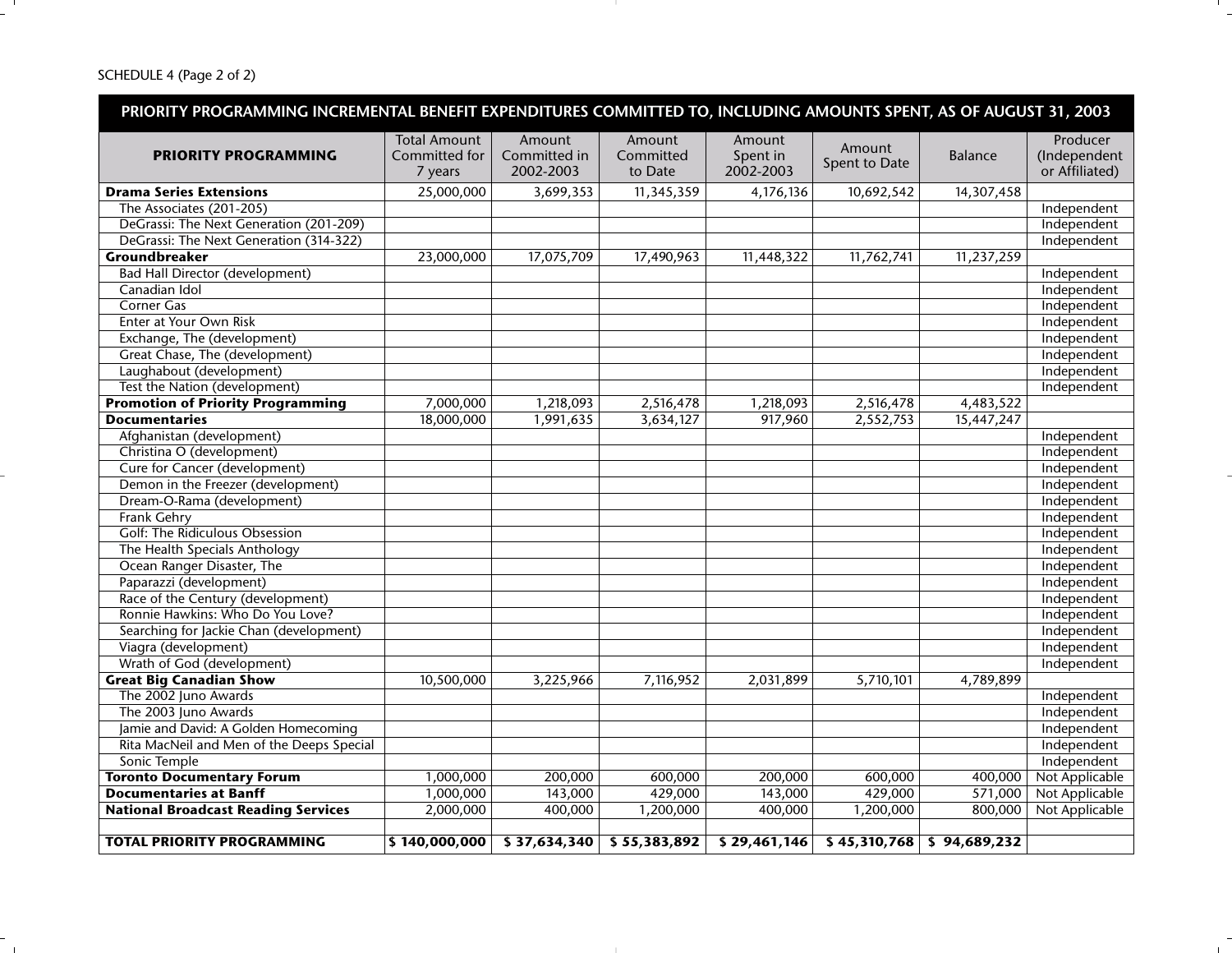SCHEDULE 4 (Page 2 of 2)

## PRIORITY PROGRAMMING INCREMENTAL BENEFIT EXPENDITURES COMMITTED TO, INCLUDING AMOUNTS SPENT, AS OF AUGUST 31, 2003

| PRIORITY PROGRAMMING | Total Amount Committed for 7 years | Amount Committed in 2002-2003 | Amount Committed to Date | Amount Spent in 2002-2003 | Amount Spent to Date | Balance | Producer (Independent or Affiliated) |
|---|---|---|---|---|---|---|---|
| **Drama Series Extensions** | 25,000,000 | 3,699,353 | 11,345,359 | 4,176,136 | 10,692,542 | 14,307,458 | |
| The Associates (201-205) | | | | | | | Independent |
| DeGrassi: The Next Generation (201-209) | | | | | | | Independent |
| DeGrassi: The Next Generation (314-322) | | | | | | | Independent |
| **Groundbreaker** | 23,000,000 | 17,075,709 | 17,490,963 | 11,448,322 | 11,762,741 | 11,237,259 | |
| Bad Hall Director (development) | | | | | | | Independent |
| Canadian Idol | | | | | | | Independent |
| Corner Gas | | | | | | | Independent |
| Enter at Your Own Risk | | | | | | | Independent |
| Exchange, The (development) | | | | | | | Independent |
| Great Chase, The (development) | | | | | | | Independent |
| Laughabout (development) | | | | | | | Independent |
| Test the Nation (development) | | | | | | | Independent |
| **Promotion of Priority Programming** | 7,000,000 | 1,218,093 | 2,516,478 | 1,218,093 | 2,516,478 | 4,483,522 | |
| **Documentaries** | 18,000,000 | 1,991,635 | 3,634,127 | 917,960 | 2,552,753 | 15,447,247 | |
| Afghanistan (development) | | | | | | | Independent |
| Christina O (development) | | | | | | | Independent |
| Cure for Cancer (development) | | | | | | | Independent |
| Demon in the Freezer (development) | | | | | | | Independent |
| Dream-O-Rama (development) | | | | | | | Independent |
| Frank Gehry | | | | | | | Independent |
| Golf: The Ridiculous Obsession | | | | | | | Independent |
| The Health Specials Anthology | | | | | | | Independent |
| Ocean Ranger Disaster, The | | | | | | | Independent |
| Paparazzi (development) | | | | | | | Independent |
| Race of the Century (development) | | | | | | | Independent |
| Ronnie Hawkins: Who Do You Love? | | | | | | | Independent |
| Searching for Jackie Chan (development) | | | | | | | Independent |
| Viagra (development) | | | | | | | Independent |
| Wrath of God (development) | | | | | | | Independent |
| **Great Big Canadian Show** | 10,500,000 | 3,225,966 | 7,116,952 | 2,031,899 | 5,710,101 | 4,789,899 | |
| The 2002 Juno Awards | | | | | | | Independent |
| The 2003 Juno Awards | | | | | | | Independent |
| Jamie and David: A Golden Homecoming | | | | | | | Independent |
| Rita MacNeil and Men of the Deeps Special | | | | | | | Independent |
| Sonic Temple | | | | | | | Independent |
| **Toronto Documentary Forum** | 1,000,000 | 200,000 | 600,000 | 200,000 | 600,000 | 400,000 | Not Applicable |
| **Documentaries at Banff** | 1,000,000 | 143,000 | 429,000 | 143,000 | 429,000 | 571,000 | Not Applicable |
| **National Broadcast Reading Services** | 2,000,000 | 400,000 | 1,200,000 | 400,000 | 1,200,000 | 800,000 | Not Applicable |
| | | | | | | | |
| **TOTAL PRIORITY PROGRAMMING** | **$ 140,000,000** | **$ 37,634,340** | **$ 55,383,892** | **$ 29,461,146** | **$ 45,310,768** | **$ 94,689,232** | |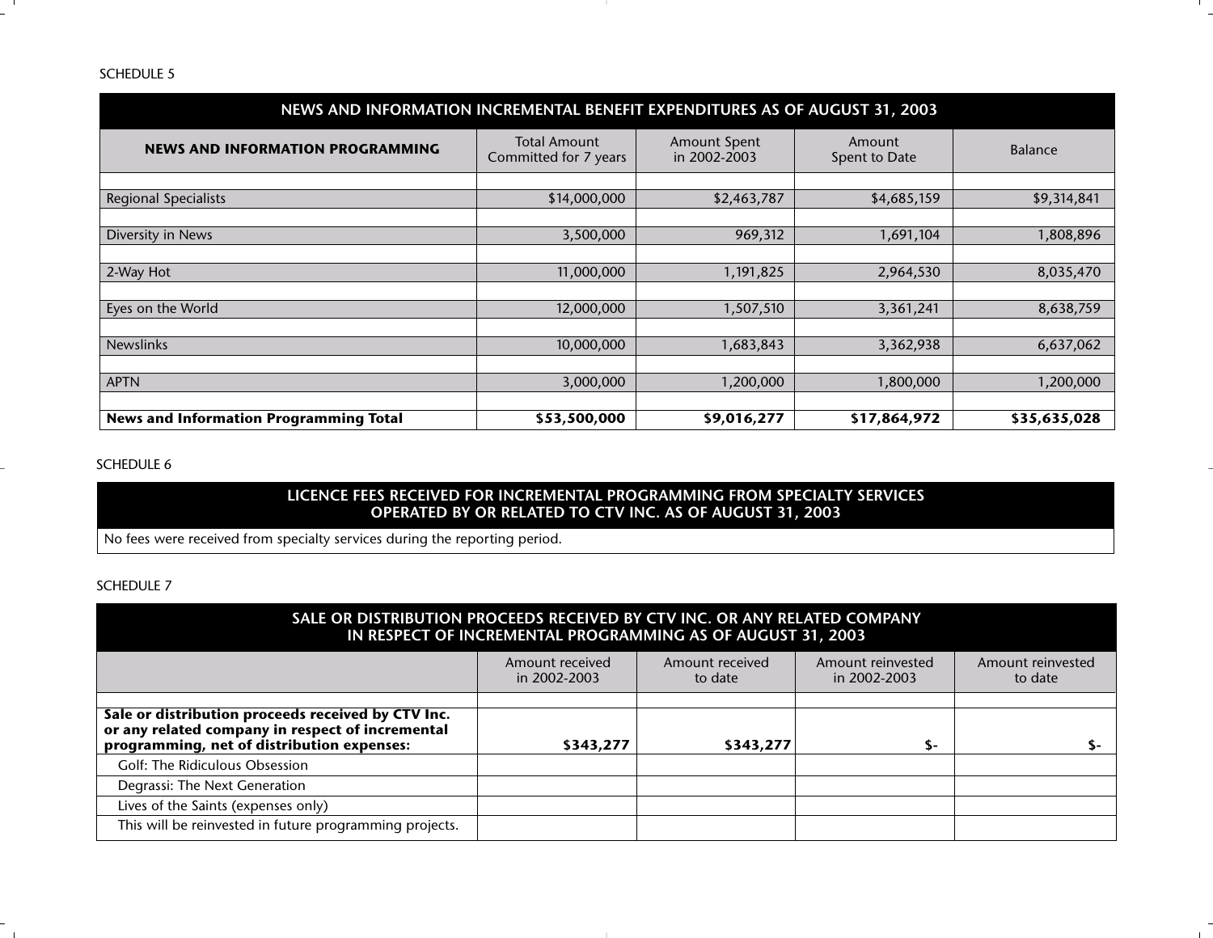SCHEDULE 5

## NEWS AND INFORMATION INCREMENTAL BENEFIT EXPENDITURES AS OF AUGUST 31, 2003

| NEWS AND INFORMATION PROGRAMMING | Total Amount Committed for 7 years | Amount Spent in 2002-2003 | Amount Spent to Date | Balance |
|---|---|---|---|---|
| Regional Specialists | $14,000,000 | $2,463,787 | $4,685,159 | $9,314,841 |
| Diversity in News | 3,500,000 | 969,312 | 1,691,104 | 1,808,896 |
| 2-Way Hot | 11,000,000 | 1,191,825 | 2,964,530 | 8,035,470 |
| Eyes on the World | 12,000,000 | 1,507,510 | 3,361,241 | 8,638,759 |
| Newslinks | 10,000,000 | 1,683,843 | 3,362,938 | 6,637,062 |
| APTN | 3,000,000 | 1,200,000 | 1,800,000 | 1,200,000 |
| **News and Information Programming Total** | **$53,500,000** | **$9,016,277** | **$17,864,972** | **$35,635,028** |

SCHEDULE 6

## LICENCE FEES RECEIVED FOR INCREMENTAL PROGRAMMING FROM SPECIALTY SERVICES OPERATED BY OR RELATED TO CTV INC. AS OF AUGUST 31, 2003

No fees were received from specialty services during the reporting period.

SCHEDULE 7

## SALE OR DISTRIBUTION PROCEEDS RECEIVED BY CTV INC. OR ANY RELATED COMPANY IN RESPECT OF INCREMENTAL PROGRAMMING AS OF AUGUST 31, 2003

| | Amount received in 2002-2003 | Amount received to date | Amount reinvested in 2002-2003 | Amount reinvested to date |
|---|---|---|---|---|
| **Sale or distribution proceeds received by CTV Inc. or any related company in respect of incremental programming, net of distribution expenses:** | **$343,277** | **$343,277** | **$-** | **$-** |
| Golf: The Ridiculous Obsession | | | | |
| Degrassi: The Next Generation | | | | |
| Lives of the Saints (expenses only) | | | | |
| This will be reinvested in future programming projects. | | | | |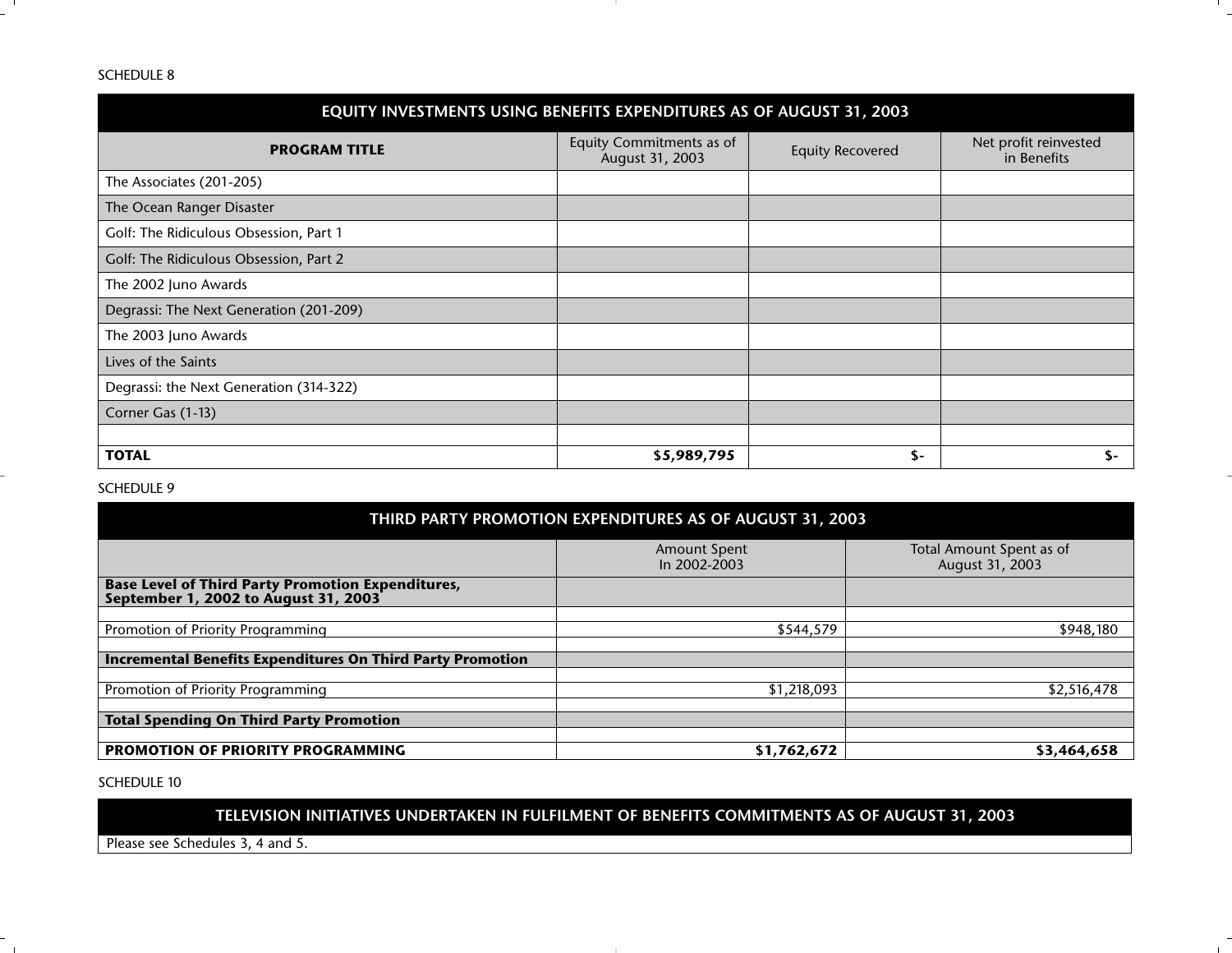SCHEDULE 8

## EQUITY INVESTMENTS USING BENEFITS EXPENDITURES AS OF AUGUST 31, 2003

| PROGRAM TITLE | Equity Commitments as of August 31, 2003 | Equity Recovered | Net profit reinvested in Benefits |
|---|---|---|---|
| The Associates (201-205) | | | |
| The Ocean Ranger Disaster | | | |
| Golf: The Ridiculous Obsession, Part 1 | | | |
| Golf: The Ridiculous Obsession, Part 2 | | | |
| The 2002 Juno Awards | | | |
| Degrassi: The Next Generation (201-209) | | | |
| The 2003 Juno Awards | | | |
| Lives of the Saints | | | |
| Degrassi: the Next Generation (314-322) | | | |
| Corner Gas (1-13) | | | |
| | | | |
| **TOTAL** | **$5,989,795** | **$-** | **$-** |

SCHEDULE 9

## THIRD PARTY PROMOTION EXPENDITURES AS OF AUGUST 31, 2003

| | Amount Spent In 2002-2003 | Total Amount Spent as of August 31, 2003 |
|---|---|---|
| **Base Level of Third Party Promotion Expenditures, September 1, 2002 to August 31, 2003** | | |
| | | |
| Promotion of Priority Programming | $544,579 | $948,180 |
| | | |
| **Incremental Benefits Expenditures On Third Party Promotion** | | |
| | | |
| Promotion of Priority Programming | $1,218,093 | $2,516,478 |
| | | |
| **Total Spending On Third Party Promotion** | | |
| | | |
| **PROMOTION OF PRIORITY PROGRAMMING** | **$1,762,672** | **$3,464,658** |

SCHEDULE 10

## TELEVISION INITIATIVES UNDERTAKEN IN FULFILMENT OF BENEFITS COMMITMENTS AS OF AUGUST 31, 2003

Please see Schedules 3, 4 and 5.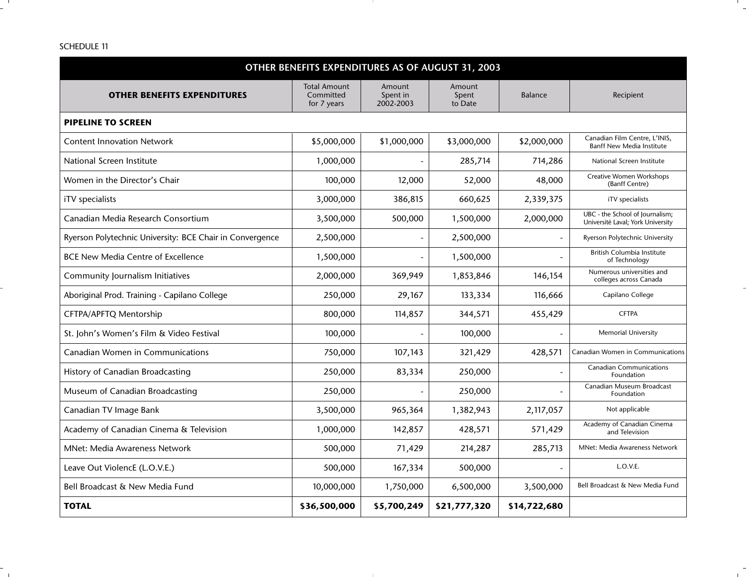SCHEDULE 11

## OTHER BENEFITS EXPENDITURES AS OF AUGUST 31, 2003

| OTHER BENEFITS EXPENDITURES | Total Amount Committed for 7 years | Amount Spent in 2002-2003 | Amount Spent to Date | Balance | Recipient |
|---|---|---|---|---|---|
| **PIPELINE TO SCREEN** | | | | | |
| Content Innovation Network | $5,000,000 | $1,000,000 | $3,000,000 | $2,000,000 | Canadian Film Centre, L'INIS, Banff New Media Institute |
| National Screen Institute | 1,000,000 | - | 285,714 | 714,286 | National Screen Institute |
| Women in the Director's Chair | 100,000 | 12,000 | 52,000 | 48,000 | Creative Women Workshops (Banff Centre) |
| iTV specialists | 3,000,000 | 386,815 | 660,625 | 2,339,375 | iTV specialists |
| Canadian Media Research Consortium | 3,500,000 | 500,000 | 1,500,000 | 2,000,000 | UBC - the School of Journalism; Université Laval; York University |
| Ryerson Polytechnic University: BCE Chair in Convergence | 2,500,000 | - | 2,500,000 | - | Ryerson Polytechnic University |
| BCE New Media Centre of Excellence | 1,500,000 | - | 1,500,000 | - | British Columbia Institute of Technology |
| Community Journalism Initiatives | 2,000,000 | 369,949 | 1,853,846 | 146,154 | Numerous universities and colleges across Canada |
| Aboriginal Prod. Training - Capilano College | 250,000 | 29,167 | 133,334 | 116,666 | Capilano College |
| CFTPA/APFTQ Mentorship | 800,000 | 114,857 | 344,571 | 455,429 | CFTPA |
| St. John's Women's Film & Video Festival | 100,000 | - | 100,000 | - | Memorial University |
| Canadian Women in Communications | 750,000 | 107,143 | 321,429 | 428,571 | Canadian Women in Communications |
| History of Canadian Broadcasting | 250,000 | 83,334 | 250,000 | - | Canadian Communications Foundation |
| Museum of Canadian Broadcasting | 250,000 | - | 250,000 | - | Canadian Museum Broadcast Foundation |
| Canadian TV Image Bank | 3,500,000 | 965,364 | 1,382,943 | 2,117,057 | Not applicable |
| Academy of Canadian Cinema & Television | 1,000,000 | 142,857 | 428,571 | 571,429 | Academy of Canadian Cinema and Television |
| MNet: Media Awareness Network | 500,000 | 71,429 | 214,287 | 285,713 | MNet: Media Awareness Network |
| Leave Out ViolencE (L.O.V.E.) | 500,000 | 167,334 | 500,000 | - | L.O.V.E. |
| Bell Broadcast & New Media Fund | 10,000,000 | 1,750,000 | 6,500,000 | 3,500,000 | Bell Broadcast & New Media Fund |
| **TOTAL** | **$36,500,000** | **$5,700,249** | **$21,777,320** | **$14,722,680** | |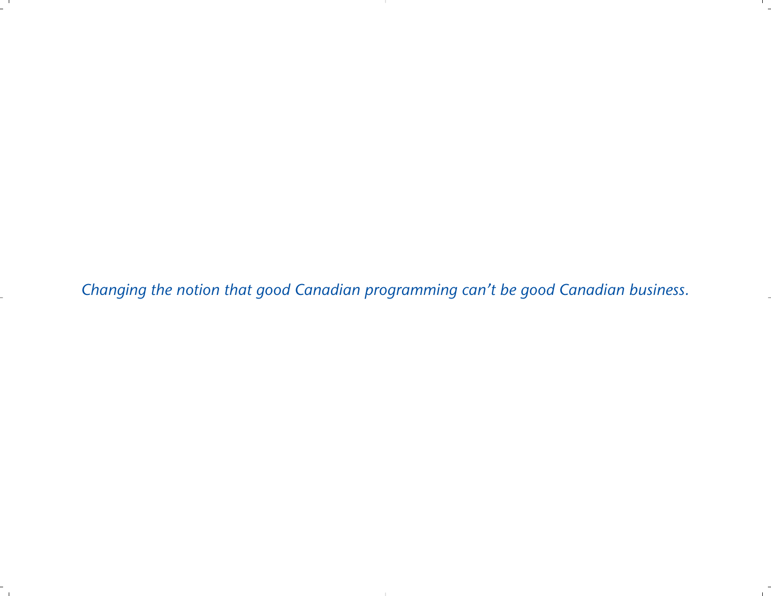*Changing the notion that good Canadian programming can't be good Canadian business.*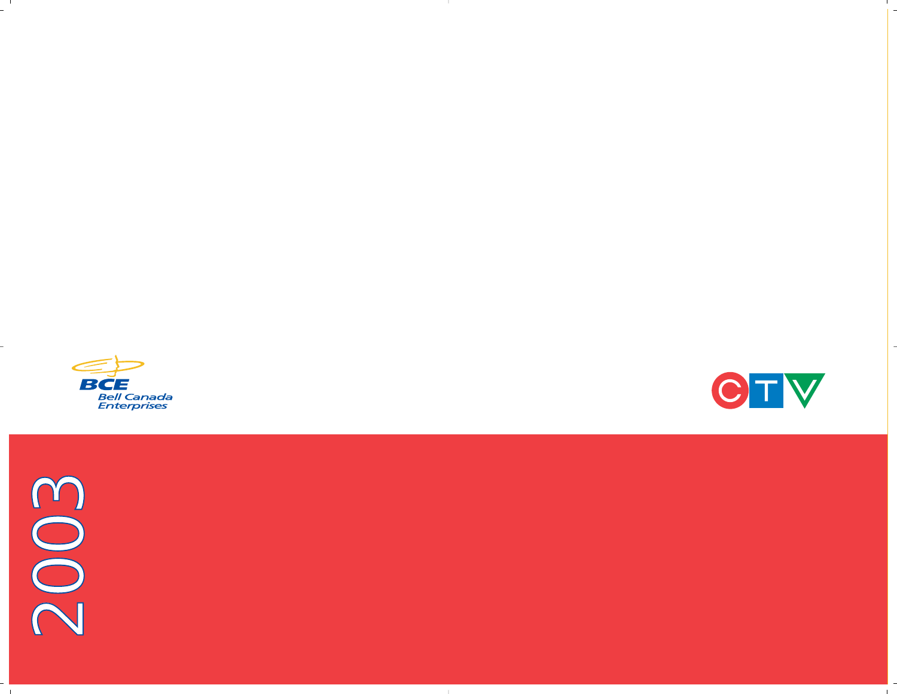BCE
Bell Canada
Enterprises

CTV

2003